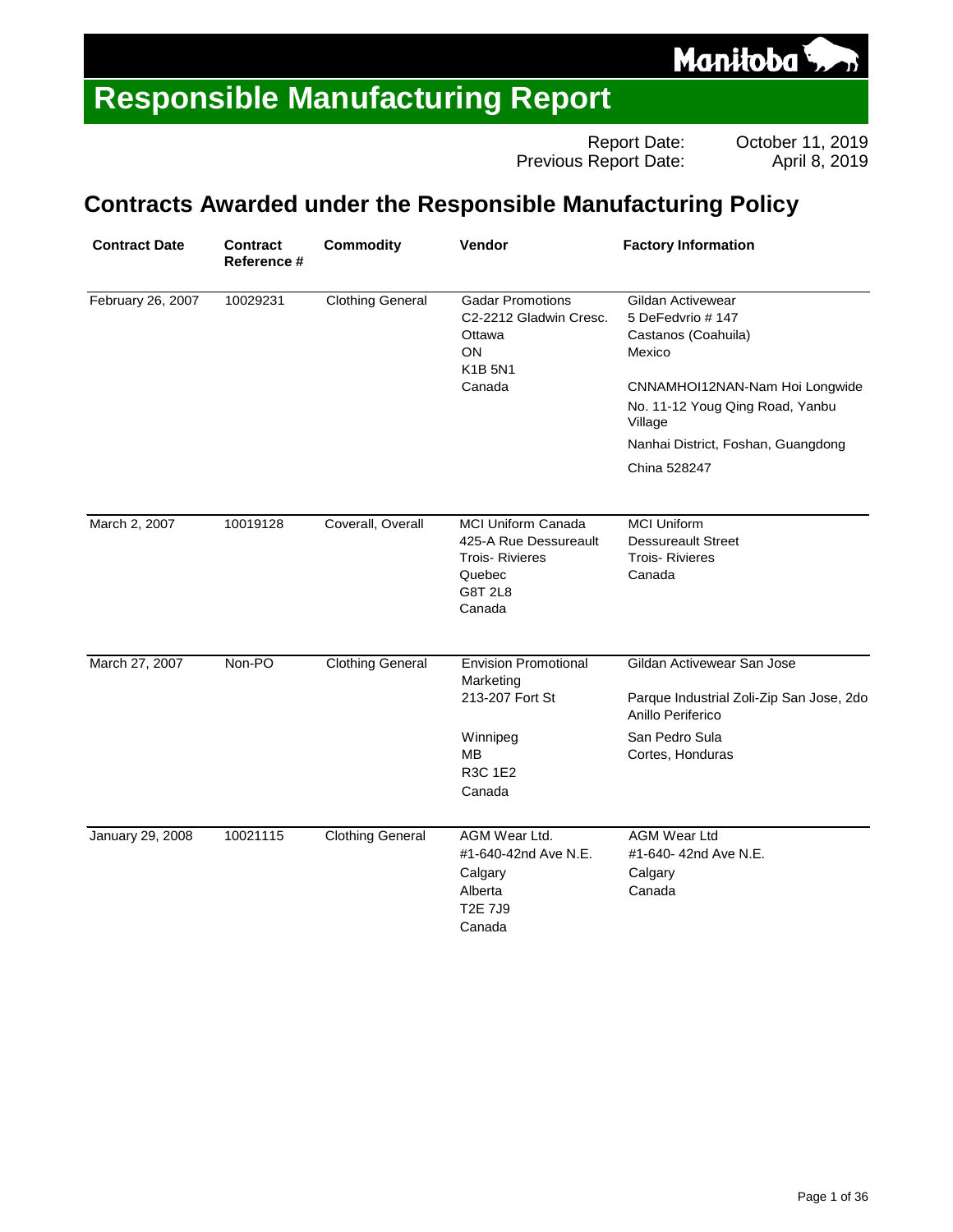# Responsible Manufacturing Report

Report Date: October 11, 2019
Previous Report Date: April 8, 2019

## Contracts Awarded under the Responsible Manufacturing Policy

| Contract Date | Contract Reference # | Commodity | Vendor | Factory Information |
|---|---|---|---|---|
| February 26, 2007 | 10029231 | Clothing General | Gadar Promotions<br>C2-2212 Gladwin Cresc.<br>Ottawa<br>ON<br>K1B 5N1<br>Canada | Gildan Activewear<br>5 DeFedvrio # 147<br>Castanos (Coahuila)<br>Mexico<br><br>CNNAMHOI12NAN-Nam Hoi Longwide<br>No. 11-12 Youg Qing Road, Yanbu Village<br>Nanhai District, Foshan, Guangdong<br>China 528247 |
| March 2, 2007 | 10019128 | Coverall, Overall | MCI Uniform Canada<br>425-A Rue Dessureault<br>Trois- Rivieres<br>Quebec<br>G8T 2L8<br>Canada | MCI Uniform<br>Dessureault Street<br>Trois- Rivieres<br>Canada |
| March 27, 2007 | Non-PO | Clothing General | Envision Promotional Marketing<br>213-207 Fort St<br>Winnipeg<br>MB<br>R3C 1E2<br>Canada | Gildan Activewear San Jose<br>Parque Industrial Zoli-Zip San Jose, 2do Anillo Periferico<br>San Pedro Sula<br>Cortes, Honduras |
| January 29, 2008 | 10021115 | Clothing General | AGM Wear Ltd.<br>#1-640-42nd Ave N.E.<br>Calgary<br>Alberta<br>T2E 7J9<br>Canada | AGM Wear Ltd<br>#1-640- 42nd Ave N.E.<br>Calgary<br>Canada |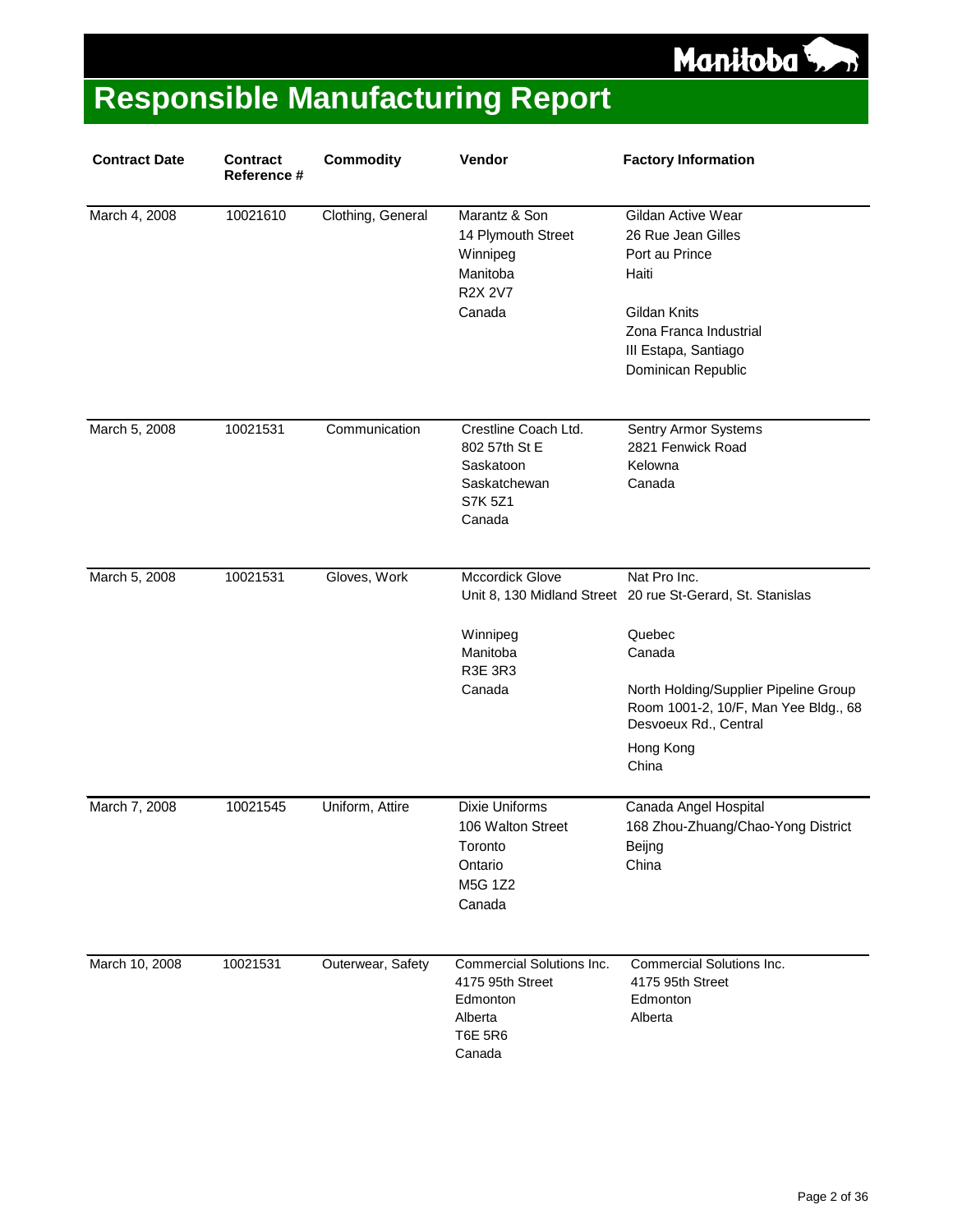# Responsible Manufacturing Report

| Contract Date | Contract Reference # | Commodity | Vendor | Factory Information |
|---|---|---|---|---|
| March 4, 2008 | 10021610 | Clothing, General | Marantz & Son<br>14 Plymouth Street<br>Winnipeg<br>Manitoba<br>R2X 2V7<br>Canada | Gildan Active Wear<br>26 Rue Jean Gilles<br>Port au Prince<br>Haiti<br><br>Gildan Knits<br>Zona Franca Industrial<br>III Estapa, Santiago<br>Dominican Republic |
| March 5, 2008 | 10021531 | Communication | Crestline Coach Ltd.<br>802 57th St E<br>Saskatoon<br>Saskatchewan<br>S7K 5Z1<br>Canada | Sentry Armor Systems<br>2821 Fenwick Road<br>Kelowna<br>Canada |
| March 5, 2008 | 10021531 | Gloves, Work | Mccordick Glove<br>Unit 8, 130 Midland Street<br>Winnipeg<br>Manitoba<br>R3E 3R3<br>Canada | Nat Pro Inc.<br>20 rue St-Gerard, St. Stanislas<br>Quebec<br>Canada<br><br>North Holding/Supplier Pipeline Group<br>Room 1001-2, 10/F, Man Yee Bldg., 68 Desvoeux Rd., Central<br>Hong Kong<br>China |
| March 7, 2008 | 10021545 | Uniform, Attire | Dixie Uniforms<br>106 Walton Street<br>Toronto<br>Ontario<br>M5G 1Z2<br>Canada | Canada Angel Hospital<br>168 Zhou-Zhuang/Chao-Yong District<br>Beijng<br>China |
| March 10, 2008 | 10021531 | Outerwear, Safety | Commercial Solutions Inc.<br>4175 95th Street<br>Edmonton<br>Alberta<br>T6E 5R6<br>Canada | Commercial Solutions Inc.<br>4175 95th Street<br>Edmonton<br>Alberta |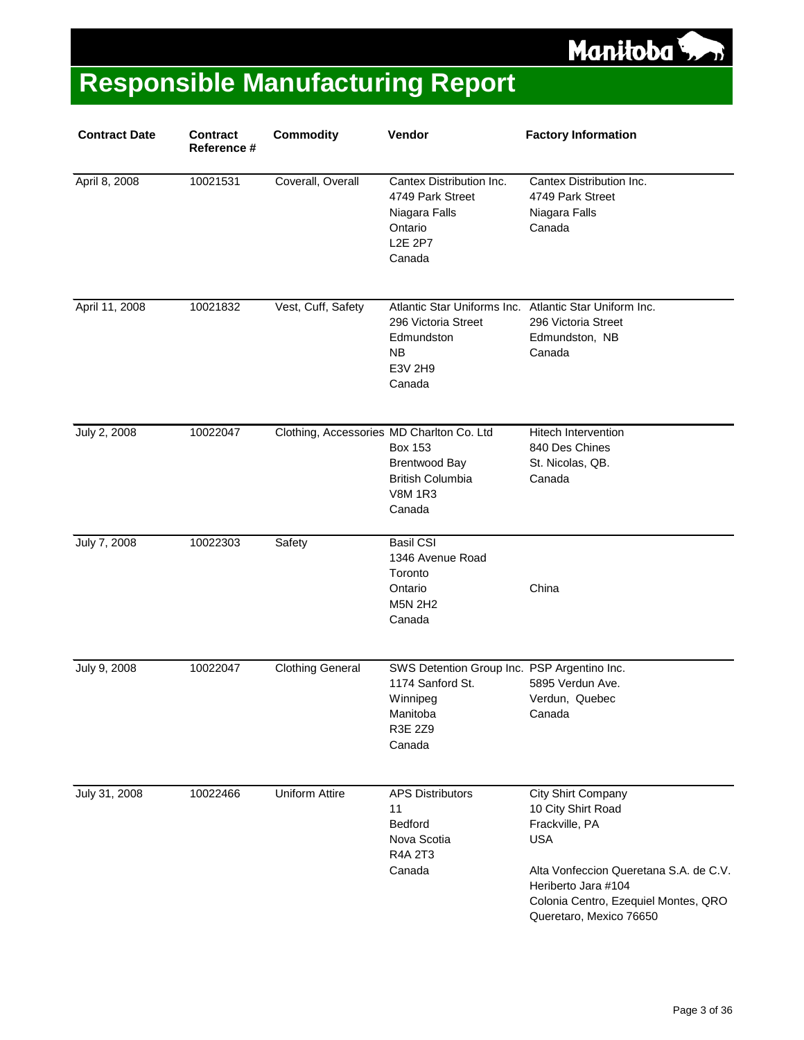# Responsible Manufacturing Report

| Contract Date | Contract Reference # | Commodity | Vendor | Factory Information |
|---|---|---|---|---|
| April 8, 2008 | 10021531 | Coverall, Overall | Cantex Distribution Inc.<br>4749 Park Street<br>Niagara Falls<br>Ontario<br>L2E 2P7<br>Canada | Cantex Distribution Inc.<br>4749 Park Street<br>Niagara Falls<br>Canada |
| April 11, 2008 | 10021832 | Vest, Cuff, Safety | Atlantic Star Uniforms Inc.<br>296 Victoria Street<br>Edmundston<br>NB<br>E3V 2H9<br>Canada | Atlantic Star Uniform Inc.<br>296 Victoria Street<br>Edmundston, NB<br>Canada |
| July 2, 2008 | 10022047 | Clothing, Accessories | MD Charlton Co. Ltd<br>Box 153<br>Brentwood Bay<br>British Columbia<br>V8M 1R3<br>Canada | Hitech Intervention<br>840 Des Chines<br>St. Nicolas, QB.<br>Canada |
| July 7, 2008 | 10022303 | Safety | Basil CSI<br>1346 Avenue Road<br>Toronto<br>Ontario<br>M5N 2H2<br>Canada | China |
| July 9, 2008 | 10022047 | Clothing General | SWS Detention Group Inc.<br>1174 Sanford St.<br>Winnipeg<br>Manitoba<br>R3E 2Z9<br>Canada | PSP Argentino Inc.<br>5895 Verdun Ave.<br>Verdun, Quebec<br>Canada |
| July 31, 2008 | 10022466 | Uniform Attire | APS Distributors<br>11<br>Bedford<br>Nova Scotia<br>R4A 2T3<br>Canada | City Shirt Company<br>10 City Shirt Road<br>Frackville, PA<br>USA<br><br>Alta Vonfeccion Queretana S.A. de C.V.<br>Heriberto Jara #104<br>Colonia Centro, Ezequiel Montes, QRO<br>Queretaro, Mexico 76650 |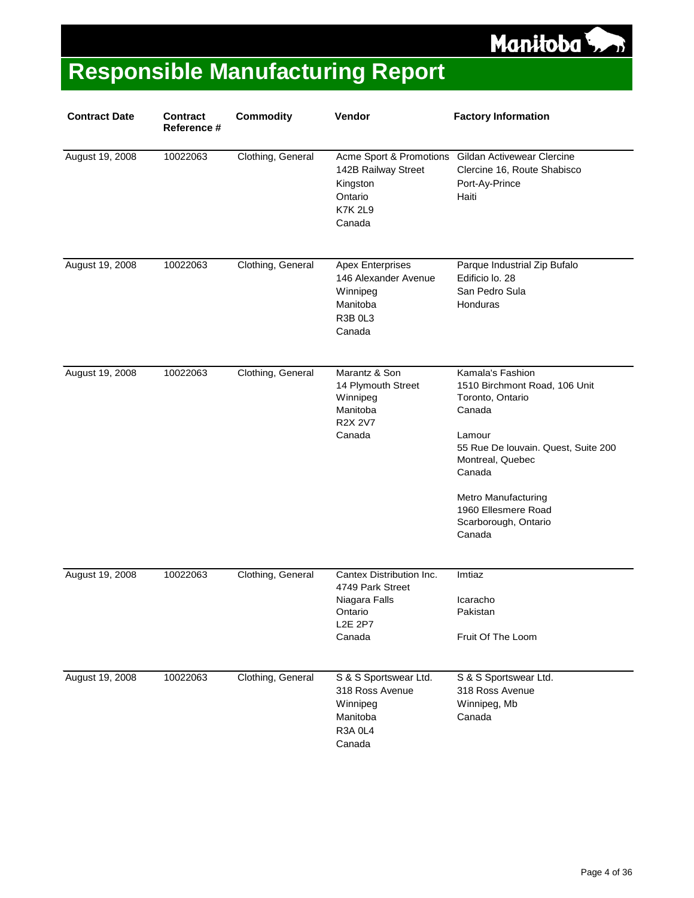# Responsible Manufacturing Report

| Contract Date | Contract Reference # | Commodity | Vendor | Factory Information |
|---|---|---|---|---|
| August 19, 2008 | 10022063 | Clothing, General | Acme Sport & Promotions<br>142B Railway Street<br>Kingston<br>Ontario<br>K7K 2L9<br>Canada | Gildan Activewear Clercine<br>Clercine 16, Route Shabisco<br>Port-Ay-Prince<br>Haiti |
| August 19, 2008 | 10022063 | Clothing, General | Apex Enterprises<br>146 Alexander Avenue<br>Winnipeg<br>Manitoba<br>R3B 0L3<br>Canada | Parque Industrial Zip Bufalo<br>Edificio lo. 28<br>San Pedro Sula<br>Honduras |
| August 19, 2008 | 10022063 | Clothing, General | Marantz & Son<br>14 Plymouth Street<br>Winnipeg<br>Manitoba<br>R2X 2V7<br>Canada | Kamala's Fashion<br>1510 Birchmont Road, 106 Unit<br>Toronto, Ontario<br>Canada<br><br>Lamour<br>55 Rue De louvain. Quest, Suite 200<br>Montreal, Quebec<br>Canada<br><br>Metro Manufacturing<br>1960 Ellesmere Road<br>Scarborough, Ontario<br>Canada |
| August 19, 2008 | 10022063 | Clothing, General | Cantex Distribution Inc.<br>4749 Park Street<br>Niagara Falls<br>Ontario<br>L2E 2P7<br>Canada | Imtiaz<br><br>Icaracho<br>Pakistan<br><br>Fruit Of The Loom |
| August 19, 2008 | 10022063 | Clothing, General | S & S Sportswear Ltd.<br>318 Ross Avenue<br>Winnipeg<br>Manitoba<br>R3A 0L4<br>Canada | S & S Sportswear Ltd.<br>318 Ross Avenue<br>Winnipeg, Mb<br>Canada |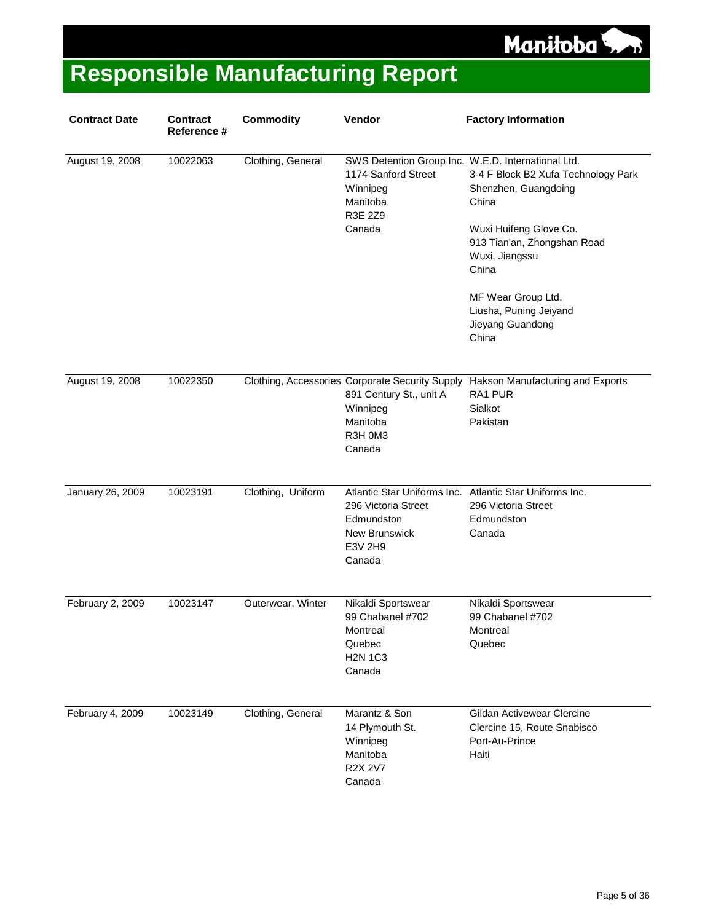# Responsible Manufacturing Report

| Contract Date | Contract Reference # | Commodity | Vendor | Factory Information |
|---|---|---|---|---|
| August 19, 2008 | 10022063 | Clothing, General | SWS Detention Group Inc.<br>1174 Sanford Street<br>Winnipeg<br>Manitoba<br>R3E 2Z9<br>Canada | W.E.D. International Ltd.<br>3-4 F Block B2 Xufa Technology Park<br>Shenzhen, Guangdoing<br>China<br><br>Wuxi Huifeng Glove Co.<br>913 Tian'an, Zhongshan Road<br>Wuxi, Jiangssu<br>China<br><br>MF Wear Group Ltd.<br>Liusha, Puning Jeiyand<br>Jieyang Guandong<br>China |
| August 19, 2008 | 10022350 | Clothing, Accessories | Corporate Security Supply<br>891 Century St., unit A<br>Winnipeg<br>Manitoba<br>R3H 0M3<br>Canada | Hakson Manufacturing and Exports<br>RA1 PUR<br>Sialkot<br>Pakistan |
| January 26, 2009 | 10023191 | Clothing, Uniform | Atlantic Star Uniforms Inc.<br>296 Victoria Street<br>Edmundston<br>New Brunswick<br>E3V 2H9<br>Canada | Atlantic Star Uniforms Inc.<br>296 Victoria Street<br>Edmundston<br>Canada |
| February 2, 2009 | 10023147 | Outerwear, Winter | Nikaldi Sportswear<br>99 Chabanel #702<br>Montreal<br>Quebec<br>H2N 1C3<br>Canada | Nikaldi Sportswear<br>99 Chabanel #702<br>Montreal<br>Quebec |
| February 4, 2009 | 10023149 | Clothing, General | Marantz & Son<br>14 Plymouth St.<br>Winnipeg<br>Manitoba<br>R2X 2V7<br>Canada | Gildan Activewear Clercine<br>Clercine 15, Route Snabisco<br>Port-Au-Prince<br>Haiti |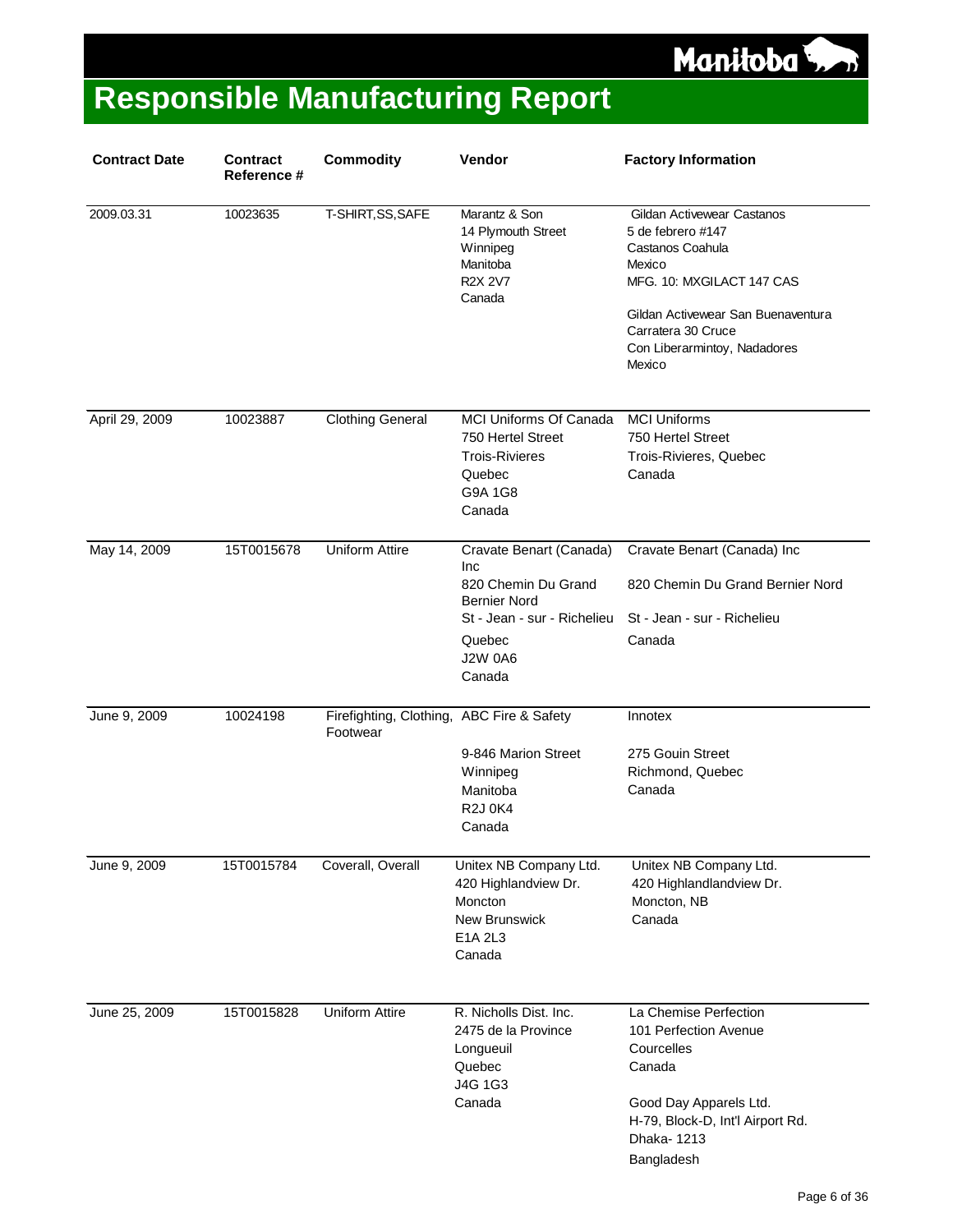# Responsible Manufacturing Report

| Contract Date | Contract Reference # | Commodity | Vendor | Factory Information |
|---|---|---|---|---|
| 2009.03.31 | 10023635 | T-SHIRT,SS,SAFE | Marantz & Son<br>14 Plymouth Street<br>Winnipeg<br>Manitoba<br>R2X 2V7<br>Canada | Gildan Activewear Castanos<br>5 de febrero #147<br>Castanos Coahula<br>Mexico<br>MFG. 10: MXGILACT 147 CAS<br><br>Gildan Activewear San Buenaventura<br>Carratera 30 Cruce<br>Con Liberarmintoy, Nadadores<br>Mexico |
| April 29, 2009 | 10023887 | Clothing General | MCI Uniforms Of Canada<br>750 Hertel Street<br>Trois-Rivieres<br>Quebec<br>G9A 1G8<br>Canada | MCI Uniforms<br>750 Hertel Street<br>Trois-Rivieres, Quebec<br>Canada |
| May 14, 2009 | 15T0015678 | Uniform Attire | Cravate Benart (Canada) Inc<br>820 Chemin Du Grand Bernier Nord<br>St - Jean - sur - Richelieu<br>Quebec<br>J2W 0A6<br>Canada | Cravate Benart (Canada) Inc<br>820 Chemin Du Grand Bernier Nord<br>St - Jean - sur - Richelieu<br>Canada |
| June 9, 2009 | 10024198 | Firefighting, Clothing, Footwear | ABC Fire & Safety<br>9-846 Marion Street<br>Winnipeg<br>Manitoba<br>R2J 0K4<br>Canada | Innotex<br>275 Gouin Street<br>Richmond, Quebec<br>Canada |
| June 9, 2009 | 15T0015784 | Coverall, Overall | Unitex NB Company Ltd.<br>420 Highlandview Dr.<br>Moncton<br>New Brunswick<br>E1A 2L3<br>Canada | Unitex NB Company Ltd.<br>420 Highlandlandview Dr.<br>Moncton, NB<br>Canada |
| June 25, 2009 | 15T0015828 | Uniform Attire | R. Nicholls Dist. Inc.<br>2475 de la Province<br>Longueuil<br>Quebec<br>J4G 1G3<br>Canada | La Chemise Perfection<br>101 Perfection Avenue<br>Courcelles<br>Canada<br><br>Good Day Apparels Ltd.<br>H-79, Block-D, Int'l Airport Rd.<br>Dhaka- 1213<br>Bangladesh |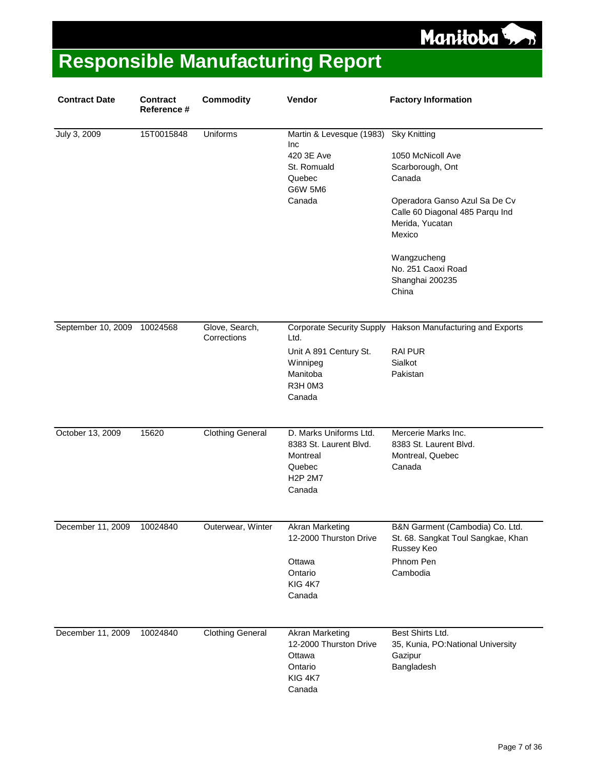# Responsible Manufacturing Report

| Contract Date | Contract Reference # | Commodity | Vendor | Factory Information |
|---|---|---|---|---|
| July 3, 2009 | 15T0015848 | Uniforms | Martin & Levesque (1983) Inc<br>420 3E Ave<br>St. Romuald<br>Quebec<br>G6W 5M6<br>Canada | Sky Knitting<br><br>1050 McNicoll Ave<br>Scarborough, Ont<br>Canada<br><br>Operadora Ganso Azul Sa De Cv<br>Calle 60 Diagonal 485 Parqu Ind<br>Merida, Yucatan<br>Mexico<br><br>Wangzucheng<br>No. 251 Caoxi Road<br>Shanghai 200235<br>China |
| September 10, 2009 | 10024568 | Glove, Search, Corrections | Corporate Security Supply Ltd.<br>Unit A 891 Century St.<br>Winnipeg<br>Manitoba<br>R3H 0M3<br>Canada | Hakson Manufacturing and Exports<br>RAI PUR<br>Sialkot<br>Pakistan |
| October 13, 2009 | 15620 | Clothing General | D. Marks Uniforms Ltd.<br>8383 St. Laurent Blvd.<br>Montreal<br>Quebec<br>H2P 2M7<br>Canada | Mercerie Marks Inc.<br>8383 St. Laurent Blvd.<br>Montreal, Quebec<br>Canada |
| December 11, 2009 | 10024840 | Outerwear, Winter | Akran Marketing<br>12-2000 Thurston Drive<br><br>Ottawa<br>Ontario<br>KIG 4K7<br>Canada | B&N Garment (Cambodia) Co. Ltd.<br>St. 68. Sangkat Toul Sangkae, Khan Russey Keo<br>Phnom Pen<br>Cambodia |
| December 11, 2009 | 10024840 | Clothing General | Akran Marketing<br>12-2000 Thurston Drive<br>Ottawa<br>Ontario<br>KIG 4K7<br>Canada | Best Shirts Ltd.<br>35, Kunia, PO:National University<br>Gazipur<br>Bangladesh |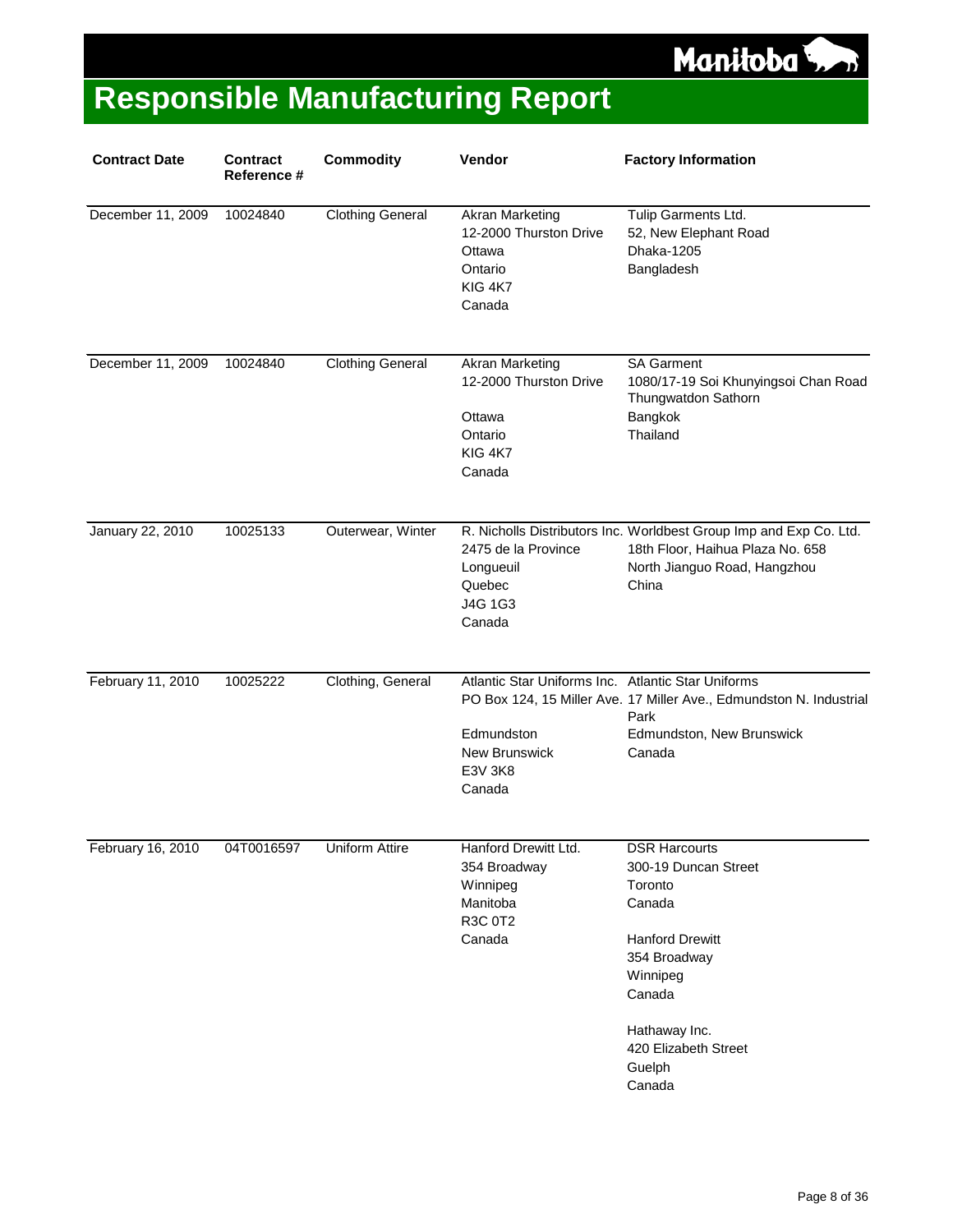# Responsible Manufacturing Report

| Contract Date | Contract Reference # | Commodity | Vendor | Factory Information |
|---|---|---|---|---|
| December 11, 2009 | 10024840 | Clothing General | Akran Marketing<br>12-2000 Thurston Drive<br>Ottawa<br>Ontario<br>KIG 4K7<br>Canada | Tulip Garments Ltd.<br>52, New Elephant Road<br>Dhaka-1205<br>Bangladesh |
| December 11, 2009 | 10024840 | Clothing General | Akran Marketing<br>12-2000 Thurston Drive<br>Ottawa<br>Ontario<br>KIG 4K7<br>Canada | SA Garment<br>1080/17-19 Soi Khunyingsoi Chan Road Thungwatdon Sathorn<br>Bangkok<br>Thailand |
| January 22, 2010 | 10025133 | Outerwear, Winter | R. Nicholls Distributors Inc.<br>2475 de la Province<br>Longueuil<br>Quebec<br>J4G 1G3<br>Canada | Worldbest Group Imp and Exp Co. Ltd.<br>18th Floor, Haihua Plaza No. 658<br>North Jianguo Road, Hangzhou<br>China |
| February 11, 2010 | 10025222 | Clothing, General | Atlantic Star Uniforms Inc.<br>PO Box 124, 15 Miller Ave.<br>Edmundston<br>New Brunswick<br>E3V 3K8<br>Canada | Atlantic Star Uniforms<br>17 Miller Ave., Edmundston N. Industrial Park<br>Edmundston, New Brunswick<br>Canada |
| February 16, 2010 | 04T0016597 | Uniform Attire | Hanford Drewitt Ltd.<br>354 Broadway<br>Winnipeg<br>Manitoba<br>R3C 0T2<br>Canada | DSR Harcourts<br>300-19 Duncan Street<br>Toronto<br>Canada<br><br>Hanford Drewitt<br>354 Broadway<br>Winnipeg<br>Canada<br><br>Hathaway Inc.<br>420 Elizabeth Street<br>Guelph<br>Canada |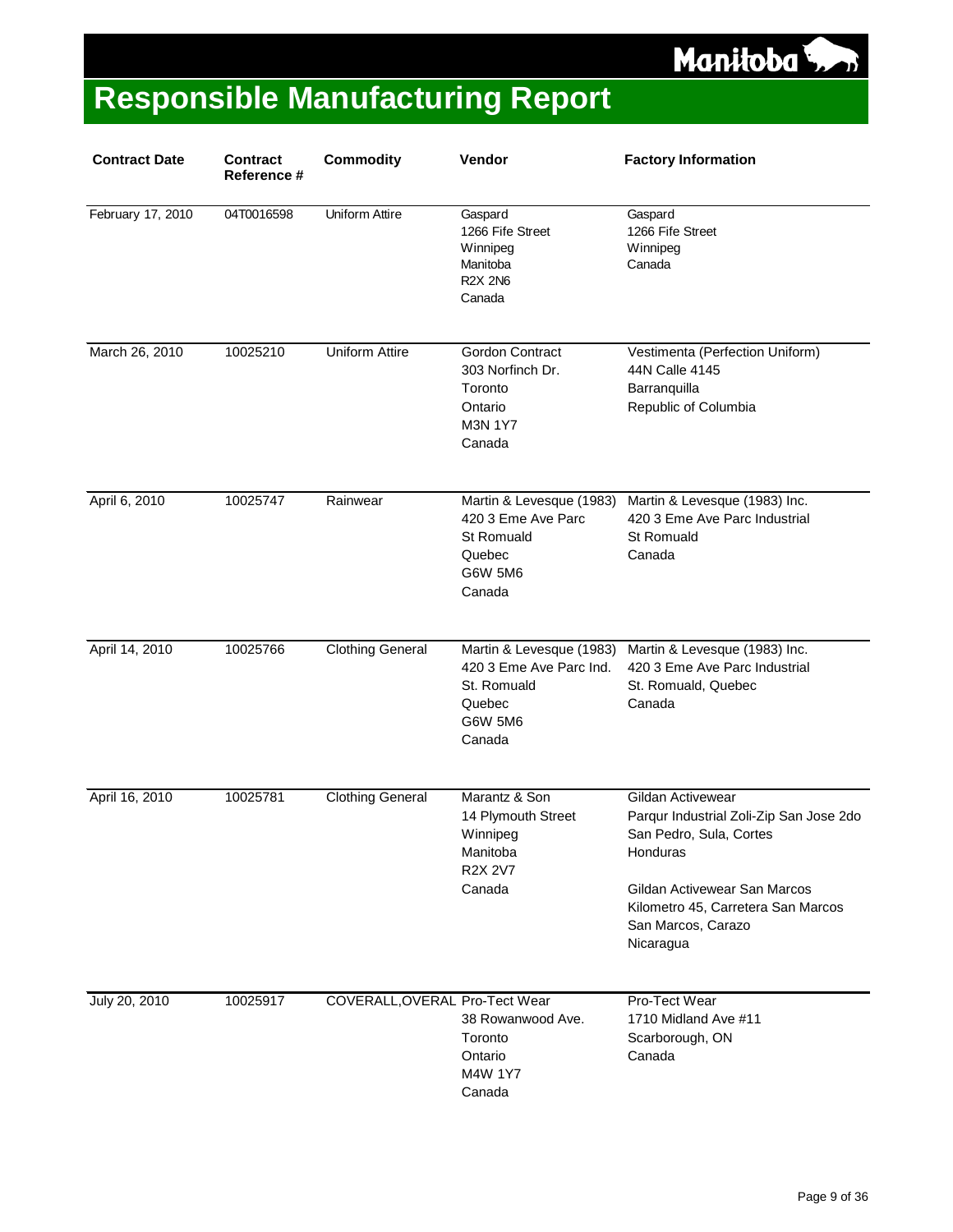# Responsible Manufacturing Report

| Contract Date | Contract Reference # | Commodity | Vendor | Factory Information |
|---|---|---|---|---|
| February 17, 2010 | 04T0016598 | Uniform Attire | Gaspard<br>1266 Fife Street<br>Winnipeg<br>Manitoba<br>R2X 2N6<br>Canada | Gaspard<br>1266 Fife Street<br>Winnipeg<br>Canada |
| March 26, 2010 | 10025210 | Uniform Attire | Gordon Contract<br>303 Norfinch Dr.<br>Toronto<br>Ontario<br>M3N 1Y7<br>Canada | Vestimenta (Perfection Uniform)<br>44N Calle 4145<br>Barranquilla<br>Republic of Columbia |
| April 6, 2010 | 10025747 | Rainwear | Martin & Levesque (1983)<br>420 3 Eme Ave Parc<br>St Romuald<br>Quebec<br>G6W 5M6<br>Canada | Martin & Levesque (1983) Inc.<br>420 3 Eme Ave Parc Industrial<br>St Romuald<br>Canada |
| April 14, 2010 | 10025766 | Clothing General | Martin & Levesque (1983)<br>420 3 Eme Ave Parc Ind.<br>St. Romuald<br>Quebec<br>G6W 5M6<br>Canada | Martin & Levesque (1983) Inc.<br>420 3 Eme Ave Parc Industrial<br>St. Romuald, Quebec<br>Canada |
| April 16, 2010 | 10025781 | Clothing General | Marantz & Son<br>14 Plymouth Street<br>Winnipeg<br>Manitoba<br>R2X 2V7<br>Canada | Gildan Activewear<br>Parqur Industrial Zoli-Zip San Jose 2do<br>San Pedro, Sula, Cortes<br>Honduras<br><br>Gildan Activewear San Marcos<br>Kilometro 45, Carretera San Marcos<br>San Marcos, Carazo<br>Nicaragua |
| July 20, 2010 | 10025917 | COVERALL,OVERAL | Pro-Tect Wear<br>38 Rowanwood Ave.<br>Toronto<br>Ontario<br>M4W 1Y7<br>Canada | Pro-Tect Wear<br>1710 Midland Ave #11<br>Scarborough, ON<br>Canada |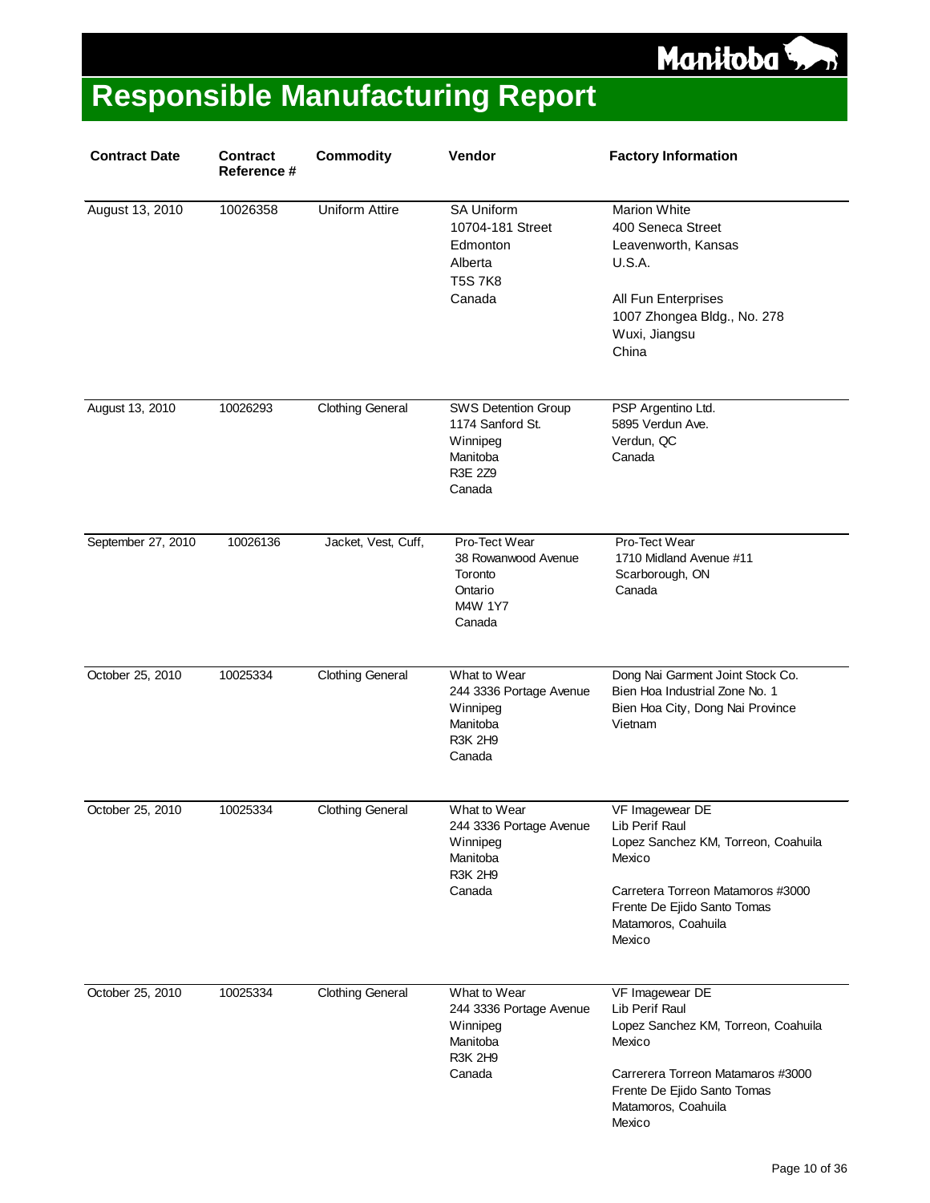# Responsible Manufacturing Report

| Contract Date | Contract Reference # | Commodity | Vendor | Factory Information |
|---|---|---|---|---|
| August 13, 2010 | 10026358 | Uniform Attire | SA Uniform<br>10704-181 Street<br>Edmonton<br>Alberta<br>T5S 7K8<br>Canada | Marion White<br>400 Seneca Street<br>Leavenworth, Kansas<br>U.S.A.<br><br>All Fun Enterprises<br>1007 Zhongea Bldg., No. 278<br>Wuxi, Jiangsu<br>China |
| August 13, 2010 | 10026293 | Clothing General | SWS Detention Group<br>1174 Sanford St.<br>Winnipeg<br>Manitoba<br>R3E 2Z9<br>Canada | PSP Argentino Ltd.<br>5895 Verdun Ave.<br>Verdun, QC<br>Canada |
| September 27, 2010 | 10026136 | Jacket, Vest, Cuff, | Pro-Tect Wear<br>38 Rowanwood Avenue<br>Toronto<br>Ontario<br>M4W 1Y7<br>Canada | Pro-Tect Wear<br>1710 Midland Avenue #11<br>Scarborough, ON<br>Canada |
| October 25, 2010 | 10025334 | Clothing General | What to Wear<br>244 3336 Portage Avenue<br>Winnipeg<br>Manitoba<br>R3K 2H9<br>Canada | Dong Nai Garment Joint Stock Co.<br>Bien Hoa Industrial Zone No. 1<br>Bien Hoa City, Dong Nai Province<br>Vietnam |
| October 25, 2010 | 10025334 | Clothing General | What to Wear<br>244 3336 Portage Avenue<br>Winnipeg<br>Manitoba<br>R3K 2H9<br>Canada | VF Imagewear DE<br>Lib Perif Raul<br>Lopez Sanchez KM, Torreon, Coahuila<br>Mexico<br><br>Carretera Torreon Matamoros #3000<br>Frente De Ejido Santo Tomas<br>Matamoros, Coahuila<br>Mexico |
| October 25, 2010 | 10025334 | Clothing General | What to Wear<br>244 3336 Portage Avenue<br>Winnipeg<br>Manitoba<br>R3K 2H9<br>Canada | VF Imagewear DE<br>Lib Perif Raul<br>Lopez Sanchez KM, Torreon, Coahuila<br>Mexico<br><br>Carrerera Torreon Matamaros #3000<br>Frente De Ejido Santo Tomas<br>Matamoros, Coahuila<br>Mexico |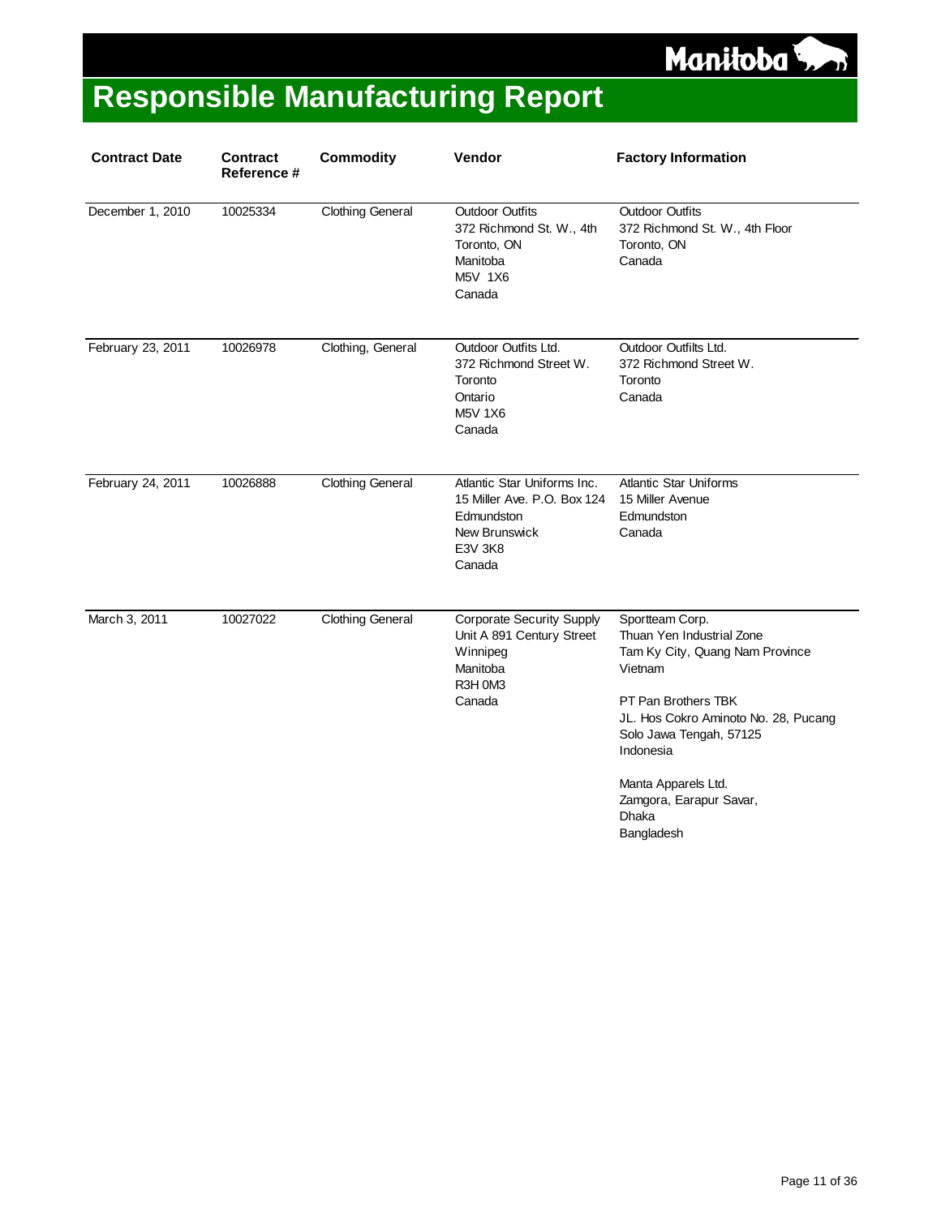# Responsible Manufacturing Report

| Contract Date | Contract Reference # | Commodity | Vendor | Factory Information |
|---|---|---|---|---|
| December 1, 2010 | 10025334 | Clothing General | Outdoor Outfits<br>372 Richmond St. W., 4th<br>Toronto, ON<br>Manitoba<br>M5V 1X6<br>Canada | Outdoor Outfits<br>372 Richmond St. W., 4th Floor<br>Toronto, ON<br>Canada |
| February 23, 2011 | 10026978 | Clothing, General | Outdoor Outfits Ltd.<br>372 Richmond Street W.<br>Toronto<br>Ontario<br>M5V 1X6<br>Canada | Outdoor Outfilts Ltd.<br>372 Richmond Street W.<br>Toronto<br>Canada |
| February 24, 2011 | 10026888 | Clothing General | Atlantic Star Uniforms Inc.<br>15 Miller Ave. P.O. Box 124<br>Edmundston<br>New Brunswick<br>E3V 3K8<br>Canada | Atlantic Star Uniforms<br>15 Miller Avenue<br>Edmundston<br>Canada |
| March 3, 2011 | 10027022 | Clothing General | Corporate Security Supply<br>Unit A 891 Century Street<br>Winnipeg<br>Manitoba<br>R3H 0M3<br>Canada | Sportteam Corp.<br>Thuan Yen Industrial Zone<br>Tam Ky City, Quang Nam Province<br>Vietnam<br><br>PT Pan Brothers TBK<br>JL. Hos Cokro Aminoto No. 28, Pucang<br>Solo Jawa Tengah, 57125<br>Indonesia<br><br>Manta Apparels Ltd.<br>Zamgora, Earapur Savar,<br>Dhaka<br>Bangladesh |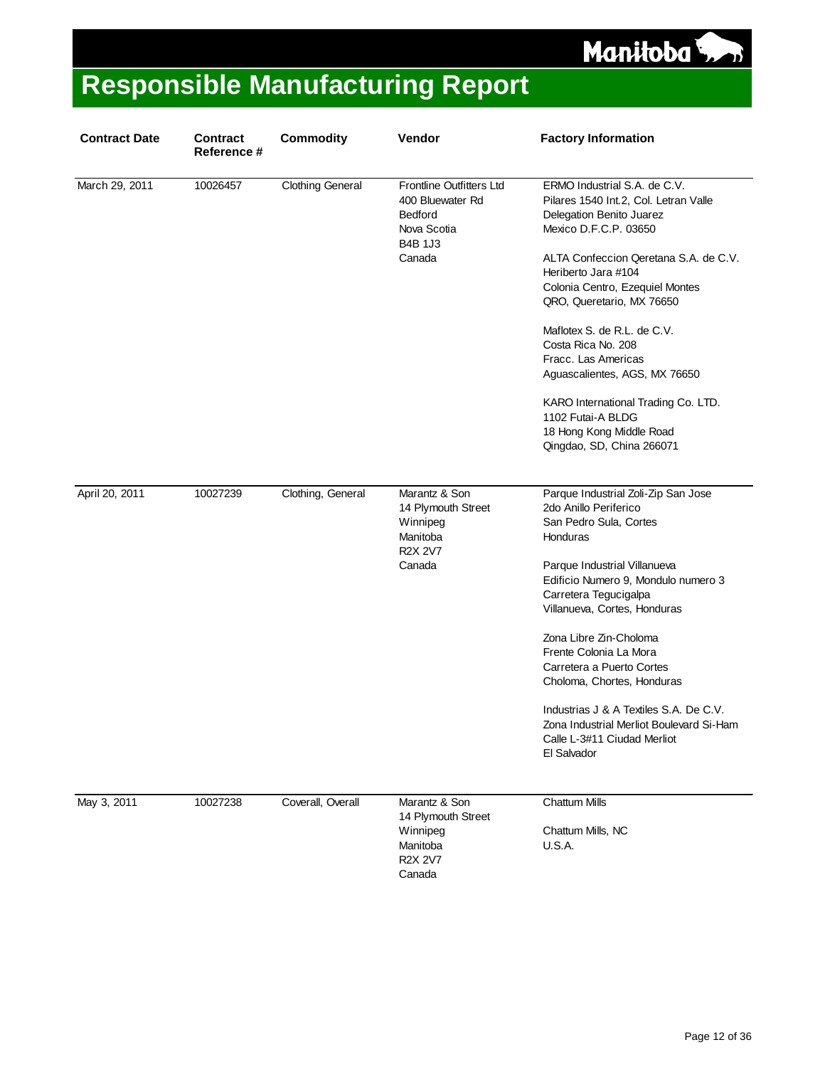# Responsible Manufacturing Report

| Contract Date | Contract Reference # | Commodity | Vendor | Factory Information |
|---|---|---|---|---|
| March 29, 2011 | 10026457 | Clothing General | Frontline Outfitters Ltd<br>400 Bluewater Rd<br>Bedford<br>Nova Scotia<br>B4B 1J3<br>Canada | ERMO Industrial S.A. de C.V.<br>Pilares 1540 Int.2, Col. Letran Valle<br>Delegation Benito Juarez<br>Mexico D.F.C.P. 03650<br><br>ALTA Confeccion Qeretana S.A. de C.V.<br>Heriberto Jara #104<br>Colonia Centro, Ezequiel Montes<br>QRO, Queretario, MX 76650<br><br>Maflotex S. de R.L. de C.V.<br>Costa Rica No. 208<br>Fracc. Las Americas<br>Aguascalientes, AGS, MX 76650<br><br>KARO International Trading Co. LTD.<br>1102 Futai-A BLDG<br>18 Hong Kong Middle Road<br>Qingdao, SD, China 266071 |
| April 20, 2011 | 10027239 | Clothing, General | Marantz & Son<br>14 Plymouth Street<br>Winnipeg<br>Manitoba<br>R2X 2V7<br>Canada | Parque Industrial Zoli-Zip San Jose<br>2do Anillo Periferico<br>San Pedro Sula, Cortes<br>Honduras<br><br>Parque Industrial Villanueva<br>Edificio Numero 9, Mondulo numero 3<br>Carretera Tegucigalpa<br>Villanueva, Cortes, Honduras<br><br>Zona Libre Zin-Choloma<br>Frente Colonia La Mora<br>Carretera a Puerto Cortes<br>Choloma, Chortes, Honduras<br><br>Industrias J & A Textiles S.A. De C.V.<br>Zona Industrial Merliot Boulevard Si-Ham<br>Calle L-3#11 Ciudad Merliot<br>El Salvador |
| May 3, 2011 | 10027238 | Coverall, Overall | Marantz & Son<br>14 Plymouth Street<br>Winnipeg<br>Manitoba<br>R2X 2V7<br>Canada | Chattum Mills<br><br>Chattum Mills, NC<br>U.S.A. |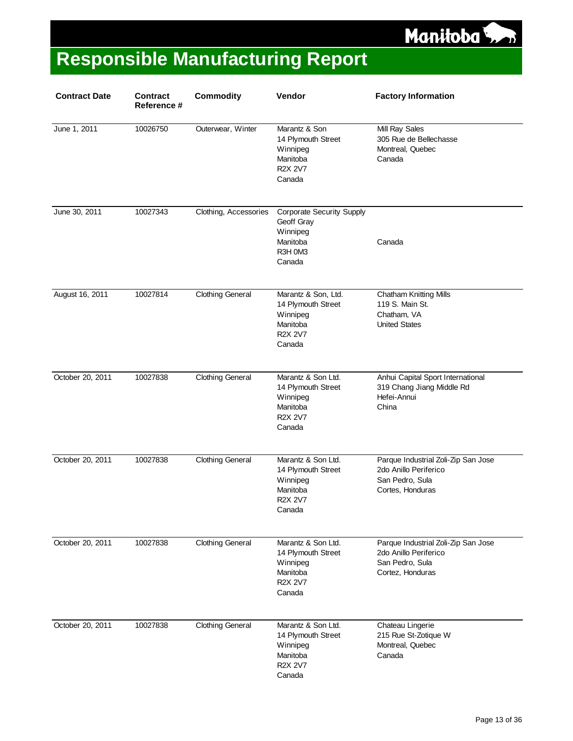# Responsible Manufacturing Report

| Contract Date | Contract Reference # | Commodity | Vendor | Factory Information |
|---|---|---|---|---|
| June 1, 2011 | 10026750 | Outerwear, Winter | Marantz & Son<br>14 Plymouth Street<br>Winnipeg<br>Manitoba<br>R2X 2V7<br>Canada | Mill Ray Sales<br>305 Rue de Bellechasse<br>Montreal, Quebec<br>Canada |
| June 30, 2011 | 10027343 | Clothing, Accessories | Corporate Security Supply<br>Geoff Gray<br>Winnipeg<br>Manitoba<br>R3H 0M3<br>Canada | Canada |
| August 16, 2011 | 10027814 | Clothing General | Marantz & Son, Ltd.<br>14 Plymouth Street<br>Winnipeg<br>Manitoba<br>R2X 2V7<br>Canada | Chatham Knitting Mills<br>119 S. Main St.<br>Chatham, VA<br>United States |
| October 20, 2011 | 10027838 | Clothing General | Marantz & Son Ltd.<br>14 Plymouth Street<br>Winnipeg<br>Manitoba<br>R2X 2V7<br>Canada | Anhui Capital Sport International<br>319 Chang Jiang Middle Rd<br>Hefei-Annui<br>China |
| October 20, 2011 | 10027838 | Clothing General | Marantz & Son Ltd.<br>14 Plymouth Street<br>Winnipeg<br>Manitoba<br>R2X 2V7<br>Canada | Parque Industrial Zoli-Zip San Jose<br>2do Anillo Periferico<br>San Pedro, Sula<br>Cortes, Honduras |
| October 20, 2011 | 10027838 | Clothing General | Marantz & Son Ltd.<br>14 Plymouth Street<br>Winnipeg<br>Manitoba<br>R2X 2V7<br>Canada | Parque Industrial Zoli-Zip San Jose<br>2do Anillo Periferico<br>San Pedro, Sula<br>Cortez, Honduras |
| October 20, 2011 | 10027838 | Clothing General | Marantz & Son Ltd.<br>14 Plymouth Street<br>Winnipeg<br>Manitoba<br>R2X 2V7<br>Canada | Chateau Lingerie<br>215 Rue St-Zotique W<br>Montreal, Quebec<br>Canada |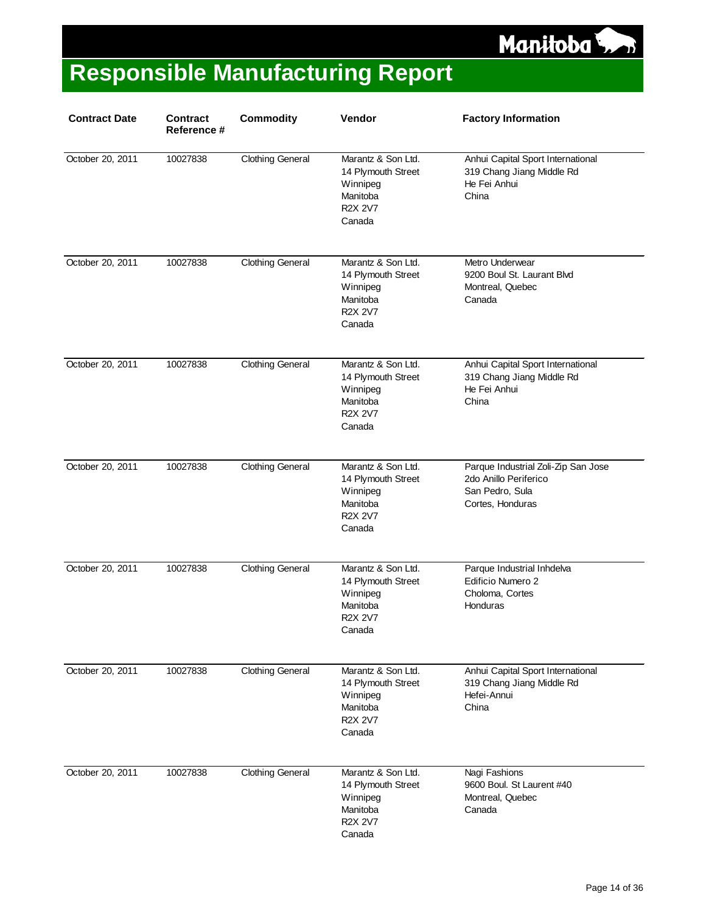# Responsible Manufacturing Report

| Contract Date | Contract Reference # | Commodity | Vendor | Factory Information |
|---|---|---|---|---|
| October 20, 2011 | 10027838 | Clothing General | Marantz & Son Ltd.<br>14 Plymouth Street<br>Winnipeg<br>Manitoba<br>R2X 2V7<br>Canada | Anhui Capital Sport International<br>319 Chang Jiang Middle Rd<br>He Fei Anhui<br>China |
| October 20, 2011 | 10027838 | Clothing General | Marantz & Son Ltd.<br>14 Plymouth Street<br>Winnipeg<br>Manitoba<br>R2X 2V7<br>Canada | Metro Underwear<br>9200 Boul St. Laurant Blvd<br>Montreal, Quebec<br>Canada |
| October 20, 2011 | 10027838 | Clothing General | Marantz & Son Ltd.<br>14 Plymouth Street<br>Winnipeg<br>Manitoba<br>R2X 2V7<br>Canada | Anhui Capital Sport International<br>319 Chang Jiang Middle Rd<br>He Fei Anhui<br>China |
| October 20, 2011 | 10027838 | Clothing General | Marantz & Son Ltd.<br>14 Plymouth Street<br>Winnipeg<br>Manitoba<br>R2X 2V7<br>Canada | Parque Industrial Zoli-Zip San Jose<br>2do Anillo Periferico<br>San Pedro, Sula<br>Cortes, Honduras |
| October 20, 2011 | 10027838 | Clothing General | Marantz & Son Ltd.<br>14 Plymouth Street<br>Winnipeg<br>Manitoba<br>R2X 2V7<br>Canada | Parque Industrial Inhdelva<br>Edificio Numero 2<br>Choloma, Cortes<br>Honduras |
| October 20, 2011 | 10027838 | Clothing General | Marantz & Son Ltd.<br>14 Plymouth Street<br>Winnipeg<br>Manitoba<br>R2X 2V7<br>Canada | Anhui Capital Sport International<br>319 Chang Jiang Middle Rd<br>Hefei-Annui<br>China |
| October 20, 2011 | 10027838 | Clothing General | Marantz & Son Ltd.<br>14 Plymouth Street<br>Winnipeg<br>Manitoba<br>R2X 2V7<br>Canada | Nagi Fashions<br>9600 Boul. St Laurent #40<br>Montreal, Quebec<br>Canada |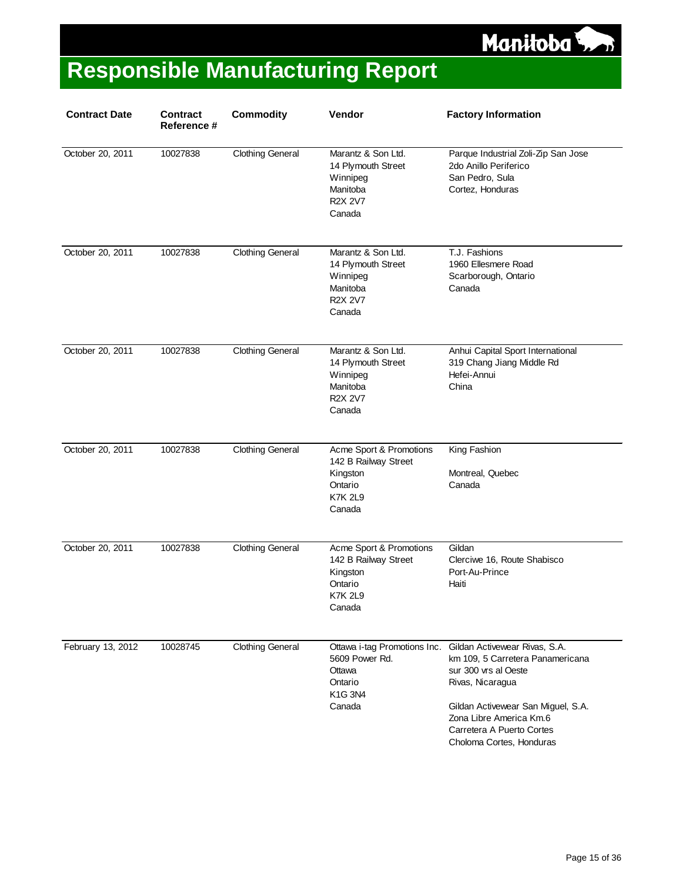# Responsible Manufacturing Report

| Contract Date | Contract Reference # | Commodity | Vendor | Factory Information |
|---|---|---|---|---|
| October 20, 2011 | 10027838 | Clothing General | Marantz & Son Ltd.<br>14 Plymouth Street<br>Winnipeg<br>Manitoba<br>R2X 2V7<br>Canada | Parque Industrial Zoli-Zip San Jose<br>2do Anillo Periferico<br>San Pedro, Sula<br>Cortez, Honduras |
| October 20, 2011 | 10027838 | Clothing General | Marantz & Son Ltd.<br>14 Plymouth Street<br>Winnipeg<br>Manitoba<br>R2X 2V7<br>Canada | T.J. Fashions<br>1960 Ellesmere Road<br>Scarborough, Ontario<br>Canada |
| October 20, 2011 | 10027838 | Clothing General | Marantz & Son Ltd.<br>14 Plymouth Street<br>Winnipeg<br>Manitoba<br>R2X 2V7<br>Canada | Anhui Capital Sport International<br>319 Chang Jiang Middle Rd<br>Hefei-Annui<br>China |
| October 20, 2011 | 10027838 | Clothing General | Acme Sport & Promotions<br>142 B Railway Street<br>Kingston<br>Ontario<br>K7K 2L9<br>Canada | King Fashion<br><br>Montreal, Quebec<br>Canada |
| October 20, 2011 | 10027838 | Clothing General | Acme Sport & Promotions<br>142 B Railway Street<br>Kingston<br>Ontario<br>K7K 2L9<br>Canada | Gildan<br>Clerciwe 16, Route Shabisco<br>Port-Au-Prince<br>Haiti |
| February 13, 2012 | 10028745 | Clothing General | Ottawa i-tag Promotions Inc.<br>5609 Power Rd.<br>Ottawa<br>Ontario<br>K1G 3N4<br>Canada | Gildan Activewear Rivas, S.A.<br>km 109, 5 Carretera Panamericana<br>sur 300 vrs al Oeste<br>Rivas, Nicaragua<br><br>Gildan Activewear San Miguel, S.A.<br>Zona Libre America Km.6<br>Carretera A Puerto Cortes<br>Choloma Cortes, Honduras |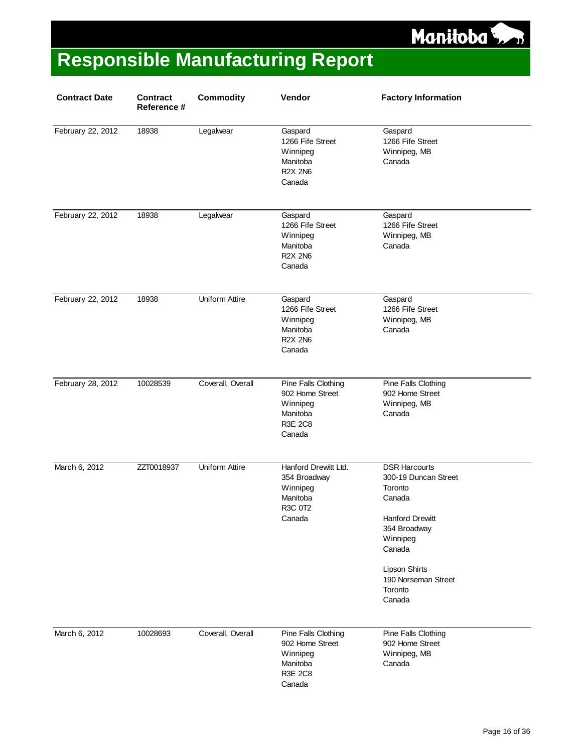# Responsible Manufacturing Report

| Contract Date | Contract Reference # | Commodity | Vendor | Factory Information |
|---|---|---|---|---|
| February 22, 2012 | 18938 | Legalwear | Gaspard<br>1266 Fife Street<br>Winnipeg<br>Manitoba<br>R2X 2N6<br>Canada | Gaspard<br>1266 Fife Street<br>Winnipeg, MB<br>Canada |
| February 22, 2012 | 18938 | Legalwear | Gaspard<br>1266 Fife Street<br>Winnipeg<br>Manitoba<br>R2X 2N6<br>Canada | Gaspard<br>1266 Fife Street<br>Winnipeg, MB<br>Canada |
| February 22, 2012 | 18938 | Uniform Attire | Gaspard<br>1266 Fife Street<br>Winnipeg<br>Manitoba<br>R2X 2N6<br>Canada | Gaspard<br>1266 Fife Street<br>Winnipeg, MB<br>Canada |
| February 28, 2012 | 10028539 | Coverall, Overall | Pine Falls Clothing<br>902 Home Street<br>Winnipeg<br>Manitoba<br>R3E 2C8<br>Canada | Pine Falls Clothing<br>902 Home Street<br>Winnipeg, MB<br>Canada |
| March 6, 2012 | ZZT0018937 | Uniform Attire | Hanford Drewitt Ltd.<br>354 Broadway<br>Winnipeg<br>Manitoba<br>R3C 0T2<br>Canada | DSR Harcourts<br>300-19 Duncan Street<br>Toronto<br>Canada<br><br>Hanford Drewitt<br>354 Broadway<br>Winnipeg<br>Canada<br><br>Lipson Shirts<br>190 Norseman Street<br>Toronto<br>Canada |
| March 6, 2012 | 10028693 | Coverall, Overall | Pine Falls Clothing<br>902 Home Street<br>Winnipeg<br>Manitoba<br>R3E 2C8<br>Canada | Pine Falls Clothing<br>902 Home Street<br>Winnipeg, MB<br>Canada |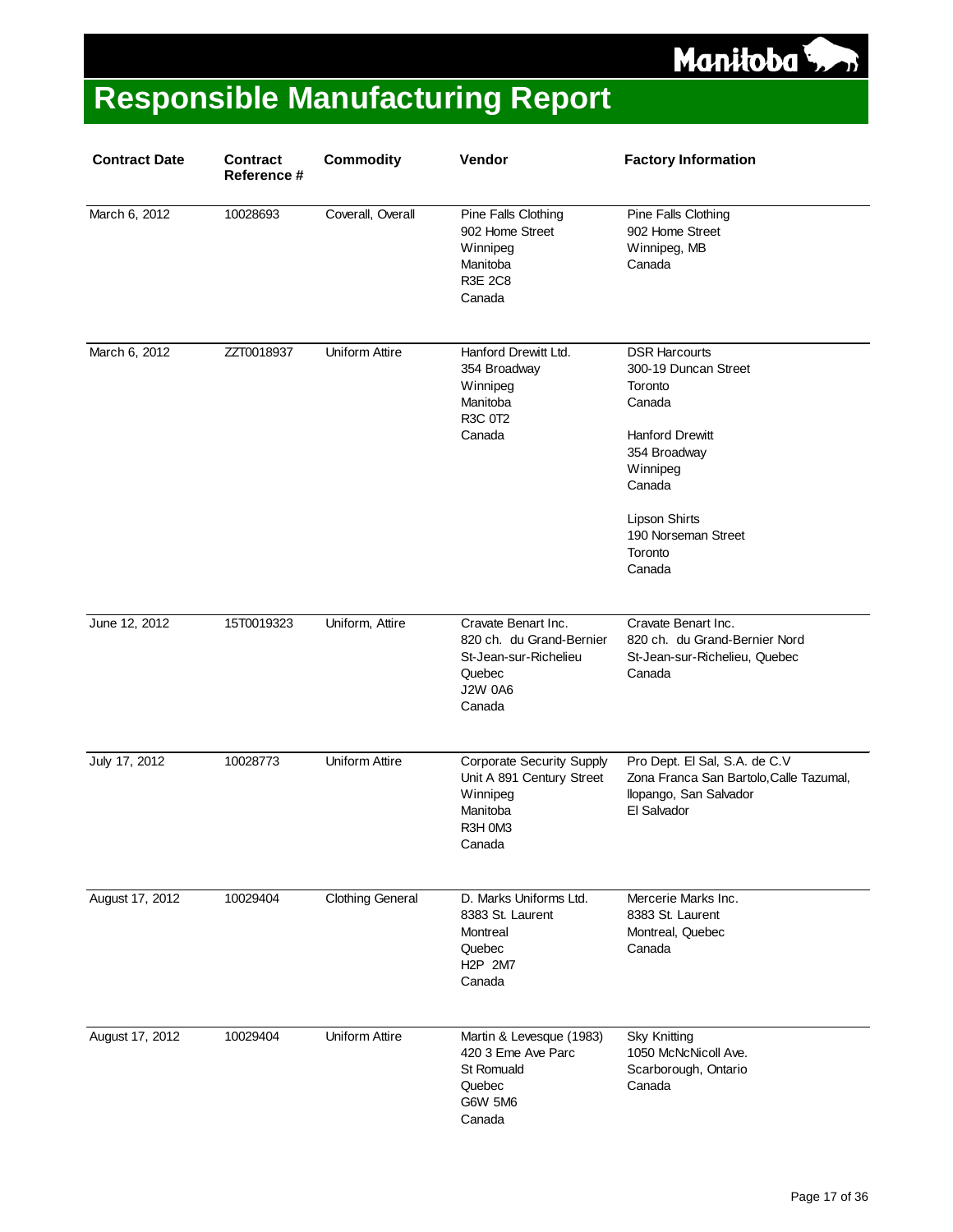# Responsible Manufacturing Report

| Contract Date | Contract Reference # | Commodity | Vendor | Factory Information |
|---|---|---|---|---|
| March 6, 2012 | 10028693 | Coverall, Overall | Pine Falls Clothing<br>902 Home Street<br>Winnipeg<br>Manitoba<br>R3E 2C8<br>Canada | Pine Falls Clothing<br>902 Home Street<br>Winnipeg, MB<br>Canada |
| March 6, 2012 | ZZT0018937 | Uniform Attire | Hanford Drewitt Ltd.<br>354 Broadway<br>Winnipeg<br>Manitoba<br>R3C 0T2<br>Canada | DSR Harcourts<br>300-19 Duncan Street<br>Toronto<br>Canada<br><br>Hanford Drewitt<br>354 Broadway<br>Winnipeg<br>Canada<br><br>Lipson Shirts<br>190 Norseman Street<br>Toronto<br>Canada |
| June 12, 2012 | 15T0019323 | Uniform, Attire | Cravate Benart Inc.<br>820 ch. du Grand-Bernier<br>St-Jean-sur-Richelieu<br>Quebec<br>J2W 0A6<br>Canada | Cravate Benart Inc.<br>820 ch. du Grand-Bernier Nord<br>St-Jean-sur-Richelieu, Quebec<br>Canada |
| July 17, 2012 | 10028773 | Uniform Attire | Corporate Security Supply<br>Unit A 891 Century Street<br>Winnipeg<br>Manitoba<br>R3H 0M3<br>Canada | Pro Dept. El Sal, S.A. de C.V<br>Zona Franca San Bartolo,Calle Tazumal,<br>Ilopango, San Salvador<br>El Salvador |
| August 17, 2012 | 10029404 | Clothing General | D. Marks Uniforms Ltd.<br>8383 St. Laurent<br>Montreal<br>Quebec<br>H2P 2M7<br>Canada | Mercerie Marks Inc.<br>8383 St. Laurent<br>Montreal, Quebec<br>Canada |
| August 17, 2012 | 10029404 | Uniform Attire | Martin & Levesque (1983)<br>420 3 Eme Ave Parc<br>St Romuald<br>Quebec<br>G6W 5M6<br>Canada | Sky Knitting<br>1050 McNcNicoll Ave.<br>Scarborough, Ontario<br>Canada |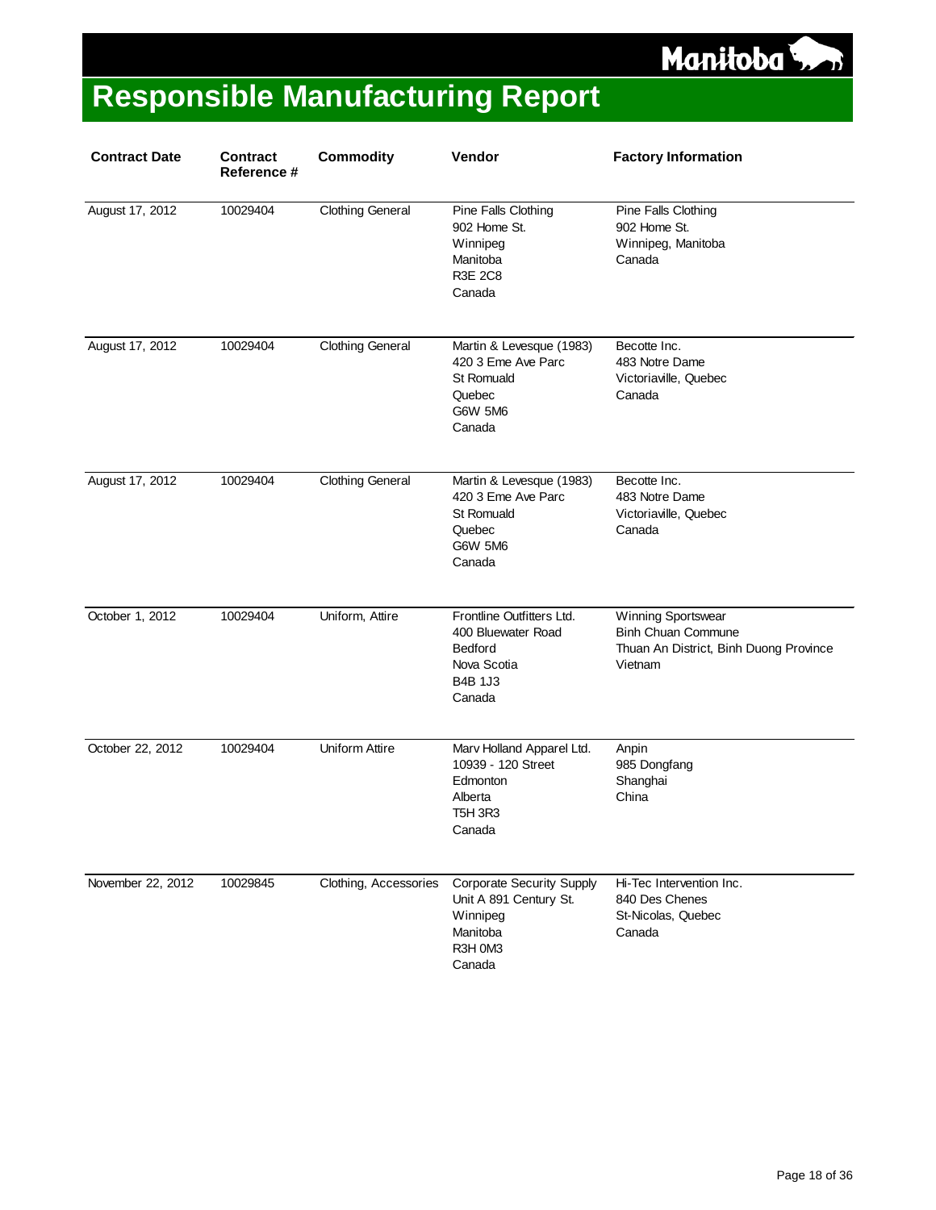# Responsible Manufacturing Report

| Contract Date | Contract Reference # | Commodity | Vendor | Factory Information |
|---|---|---|---|---|
| August 17, 2012 | 10029404 | Clothing General | Pine Falls Clothing<br>902 Home St.<br>Winnipeg<br>Manitoba<br>R3E 2C8<br>Canada | Pine Falls Clothing<br>902 Home St.<br>Winnipeg, Manitoba<br>Canada |
| August 17, 2012 | 10029404 | Clothing General | Martin & Levesque (1983)<br>420 3 Eme Ave Parc<br>St Romuald<br>Quebec<br>G6W 5M6<br>Canada | Becotte Inc.<br>483 Notre Dame<br>Victoriaville, Quebec<br>Canada |
| August 17, 2012 | 10029404 | Clothing General | Martin & Levesque (1983)<br>420 3 Eme Ave Parc<br>St Romuald<br>Quebec<br>G6W 5M6<br>Canada | Becotte Inc.<br>483 Notre Dame<br>Victoriaville, Quebec<br>Canada |
| October 1, 2012 | 10029404 | Uniform, Attire | Frontline Outfitters Ltd.<br>400 Bluewater Road<br>Bedford<br>Nova Scotia<br>B4B 1J3<br>Canada | Winning Sportswear<br>Binh Chuan Commune<br>Thuan An District, Binh Duong Province<br>Vietnam |
| October 22, 2012 | 10029404 | Uniform Attire | Marv Holland Apparel Ltd.<br>10939 - 120 Street<br>Edmonton<br>Alberta<br>T5H 3R3<br>Canada | Anpin<br>985 Dongfang<br>Shanghai<br>China |
| November 22, 2012 | 10029845 | Clothing, Accessories | Corporate Security Supply<br>Unit A 891 Century St.<br>Winnipeg<br>Manitoba<br>R3H 0M3<br>Canada | Hi-Tec Intervention Inc.<br>840 Des Chenes<br>St-Nicolas, Quebec<br>Canada |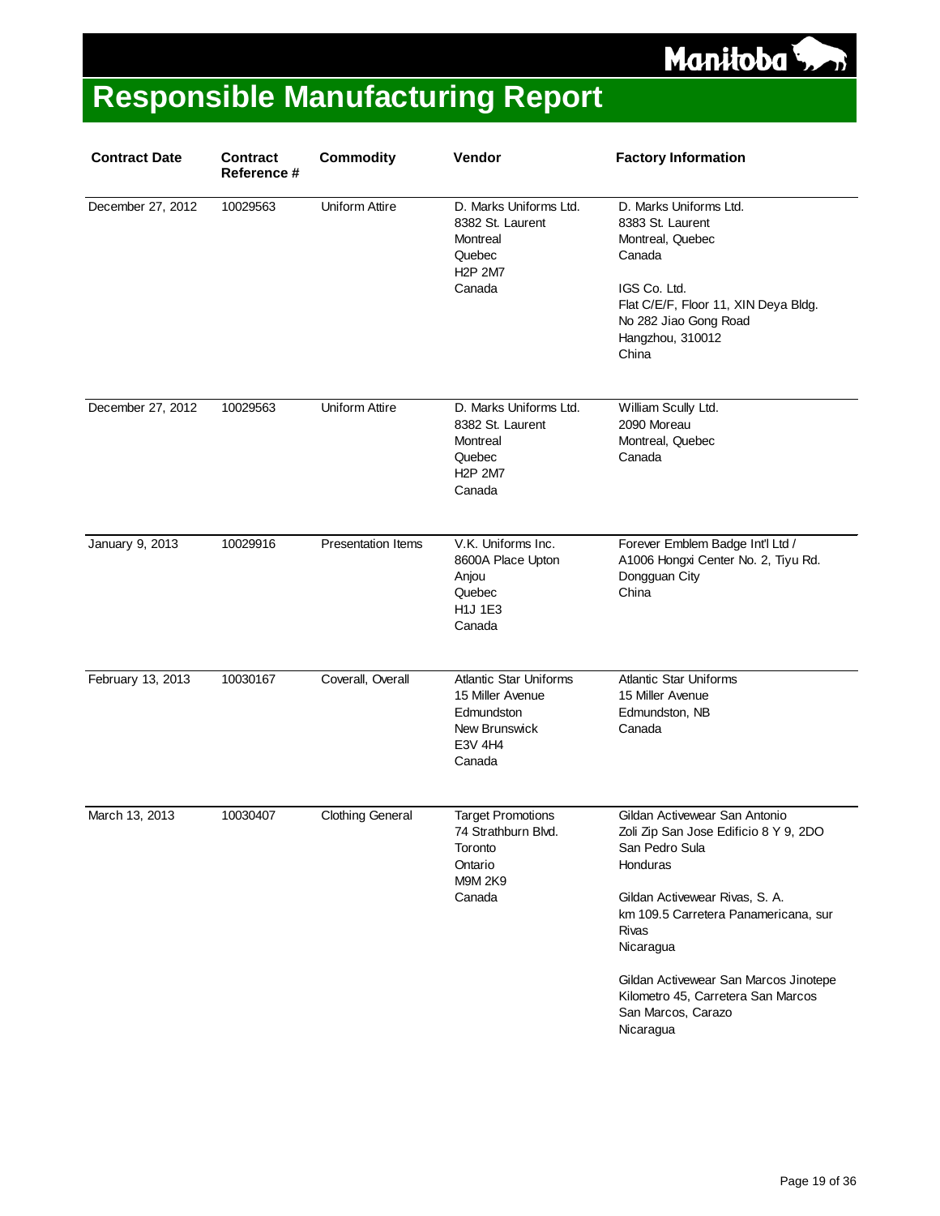# Responsible Manufacturing Report

| Contract Date | Contract Reference # | Commodity | Vendor | Factory Information |
|---|---|---|---|---|
| December 27, 2012 | 10029563 | Uniform Attire | D. Marks Uniforms Ltd.<br>8382 St. Laurent<br>Montreal<br>Quebec<br>H2P 2M7<br>Canada | D. Marks Uniforms Ltd.<br>8383 St. Laurent<br>Montreal, Quebec<br>Canada<br><br>IGS Co. Ltd.<br>Flat C/E/F, Floor 11, XIN Deya Bldg.<br>No 282 Jiao Gong Road<br>Hangzhou, 310012<br>China |
| December 27, 2012 | 10029563 | Uniform Attire | D. Marks Uniforms Ltd.<br>8382 St. Laurent<br>Montreal<br>Quebec<br>H2P 2M7<br>Canada | William Scully Ltd.<br>2090 Moreau<br>Montreal, Quebec<br>Canada |
| January 9, 2013 | 10029916 | Presentation Items | V.K. Uniforms Inc.<br>8600A Place Upton<br>Anjou<br>Quebec<br>H1J 1E3<br>Canada | Forever Emblem Badge Int'l Ltd /<br>A1006 Hongxi Center No. 2, Tiyu Rd.<br>Dongguan City<br>China |
| February 13, 2013 | 10030167 | Coverall, Overall | Atlantic Star Uniforms<br>15 Miller Avenue<br>Edmundston<br>New Brunswick<br>E3V 4H4<br>Canada | Atlantic Star Uniforms<br>15 Miller Avenue<br>Edmundston, NB<br>Canada |
| March 13, 2013 | 10030407 | Clothing General | Target Promotions<br>74 Strathburn Blvd.<br>Toronto<br>Ontario<br>M9M 2K9<br>Canada | Gildan Activewear San Antonio<br>Zoli Zip San Jose Edificio 8 Y 9, 2DO<br>San Pedro Sula<br>Honduras<br><br>Gildan Activewear Rivas, S. A.<br>km 109.5 Carretera Panamericana, sur<br>Rivas<br>Nicaragua<br><br>Gildan Activewear San Marcos Jinotepe<br>Kilometro 45, Carretera San Marcos<br>San Marcos, Carazo<br>Nicaragua |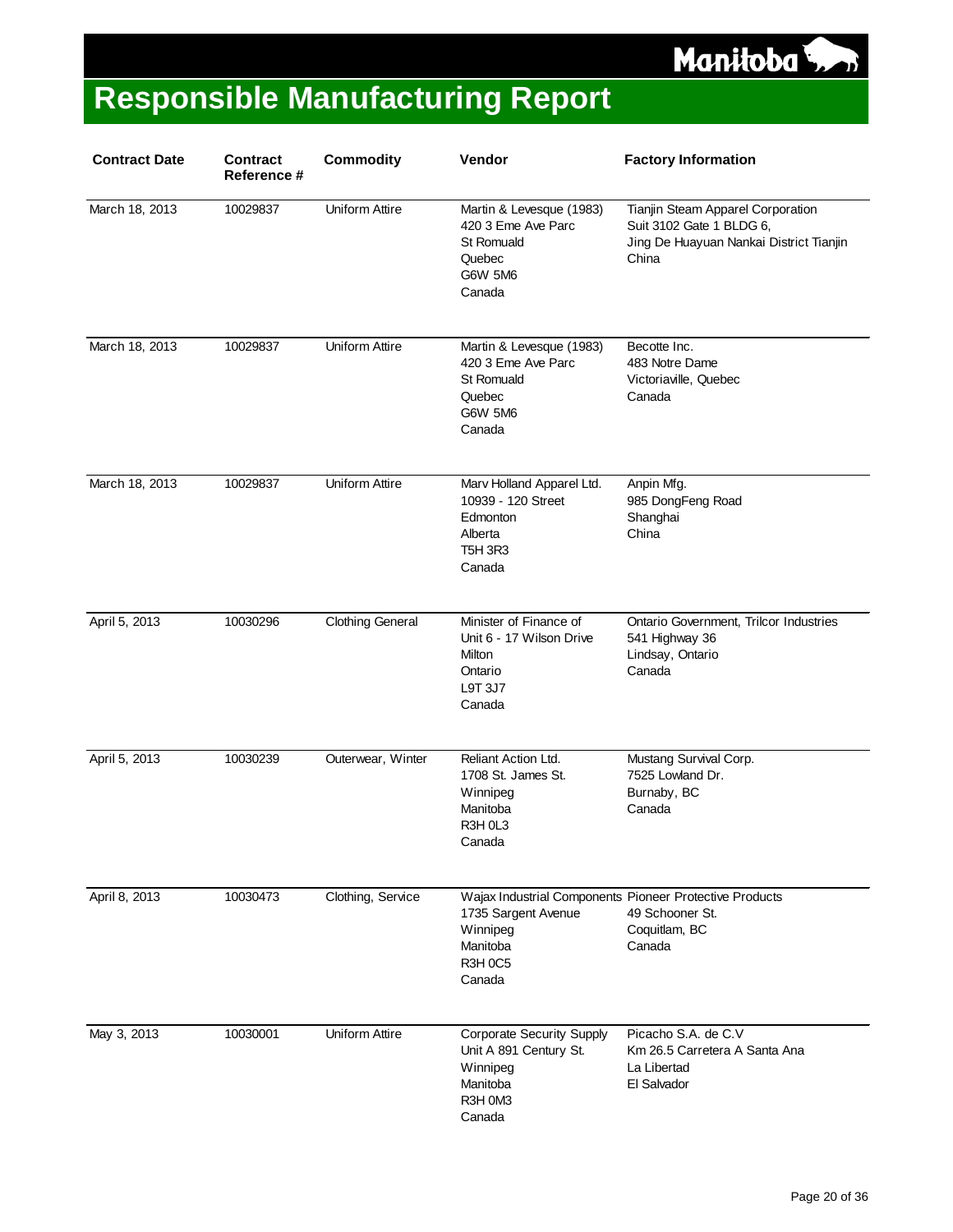# Responsible Manufacturing Report

| Contract Date | Contract Reference # | Commodity | Vendor | Factory Information |
|---|---|---|---|---|
| March 18, 2013 | 10029837 | Uniform Attire | Martin & Levesque (1983)<br>420 3 Eme Ave Parc<br>St Romuald<br>Quebec<br>G6W 5M6<br>Canada | Tianjin Steam Apparel Corporation<br>Suit 3102 Gate 1 BLDG 6,<br>Jing De Huayuan Nankai District Tianjin<br>China |
| March 18, 2013 | 10029837 | Uniform Attire | Martin & Levesque (1983)<br>420 3 Eme Ave Parc<br>St Romuald<br>Quebec<br>G6W 5M6<br>Canada | Becotte Inc.<br>483 Notre Dame<br>Victoriaville, Quebec<br>Canada |
| March 18, 2013 | 10029837 | Uniform Attire | Marv Holland Apparel Ltd.<br>10939 - 120 Street<br>Edmonton<br>Alberta<br>T5H 3R3<br>Canada | Anpin Mfg.<br>985 DongFeng Road<br>Shanghai<br>China |
| April 5, 2013 | 10030296 | Clothing General | Minister of Finance of<br>Unit 6 - 17 Wilson Drive<br>Milton<br>Ontario<br>L9T 3J7<br>Canada | Ontario Government, Trilcor Industries<br>541 Highway 36<br>Lindsay, Ontario<br>Canada |
| April 5, 2013 | 10030239 | Outerwear, Winter | Reliant Action Ltd.<br>1708 St. James St.<br>Winnipeg<br>Manitoba<br>R3H 0L3<br>Canada | Mustang Survival Corp.<br>7525 Lowland Dr.<br>Burnaby, BC<br>Canada |
| April 8, 2013 | 10030473 | Clothing, Service | Wajax Industrial Components<br>1735 Sargent Avenue<br>Winnipeg<br>Manitoba<br>R3H 0C5<br>Canada | Pioneer Protective Products<br>49 Schooner St.<br>Coquitlam, BC<br>Canada |
| May 3, 2013 | 10030001 | Uniform Attire | Corporate Security Supply<br>Unit A 891 Century St.<br>Winnipeg<br>Manitoba<br>R3H 0M3<br>Canada | Picacho S.A. de C.V<br>Km 26.5 Carretera A Santa Ana<br>La Libertad<br>El Salvador |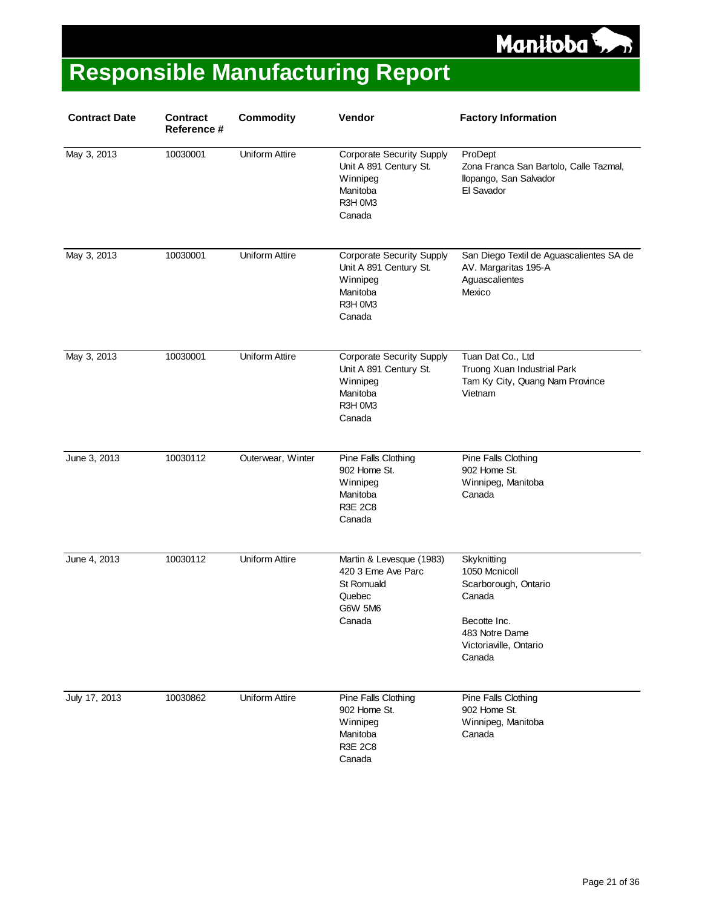# Responsible Manufacturing Report

| Contract Date | Contract Reference # | Commodity | Vendor | Factory Information |
|---|---|---|---|---|
| May 3, 2013 | 10030001 | Uniform Attire | Corporate Security Supply<br>Unit A 891 Century St.<br>Winnipeg<br>Manitoba<br>R3H 0M3<br>Canada | ProDept<br>Zona Franca San Bartolo, Calle Tazmal, Ilopango, San Salvador<br>El Savador |
| May 3, 2013 | 10030001 | Uniform Attire | Corporate Security Supply<br>Unit A 891 Century St.<br>Winnipeg<br>Manitoba<br>R3H 0M3<br>Canada | San Diego Textil de Aguascalientes SA de<br>AV. Margaritas 195-A<br>Aguascalientes<br>Mexico |
| May 3, 2013 | 10030001 | Uniform Attire | Corporate Security Supply<br>Unit A 891 Century St.<br>Winnipeg<br>Manitoba<br>R3H 0M3<br>Canada | Tuan Dat Co., Ltd<br>Truong Xuan Industrial Park<br>Tam Ky City, Quang Nam Province<br>Vietnam |
| June 3, 2013 | 10030112 | Outerwear, Winter | Pine Falls Clothing<br>902 Home St.<br>Winnipeg<br>Manitoba<br>R3E 2C8<br>Canada | Pine Falls Clothing<br>902 Home St.<br>Winnipeg, Manitoba<br>Canada |
| June 4, 2013 | 10030112 | Uniform Attire | Martin & Levesque (1983)<br>420 3 Eme Ave Parc<br>St Romuald<br>Quebec<br>G6W 5M6<br>Canada | Skyknitting<br>1050 Mcnicoll<br>Scarborough, Ontario<br>Canada<br><br>Becotte Inc.<br>483 Notre Dame<br>Victoriaville, Ontario<br>Canada |
| July 17, 2013 | 10030862 | Uniform Attire | Pine Falls Clothing<br>902 Home St.<br>Winnipeg<br>Manitoba<br>R3E 2C8<br>Canada | Pine Falls Clothing<br>902 Home St.<br>Winnipeg, Manitoba<br>Canada |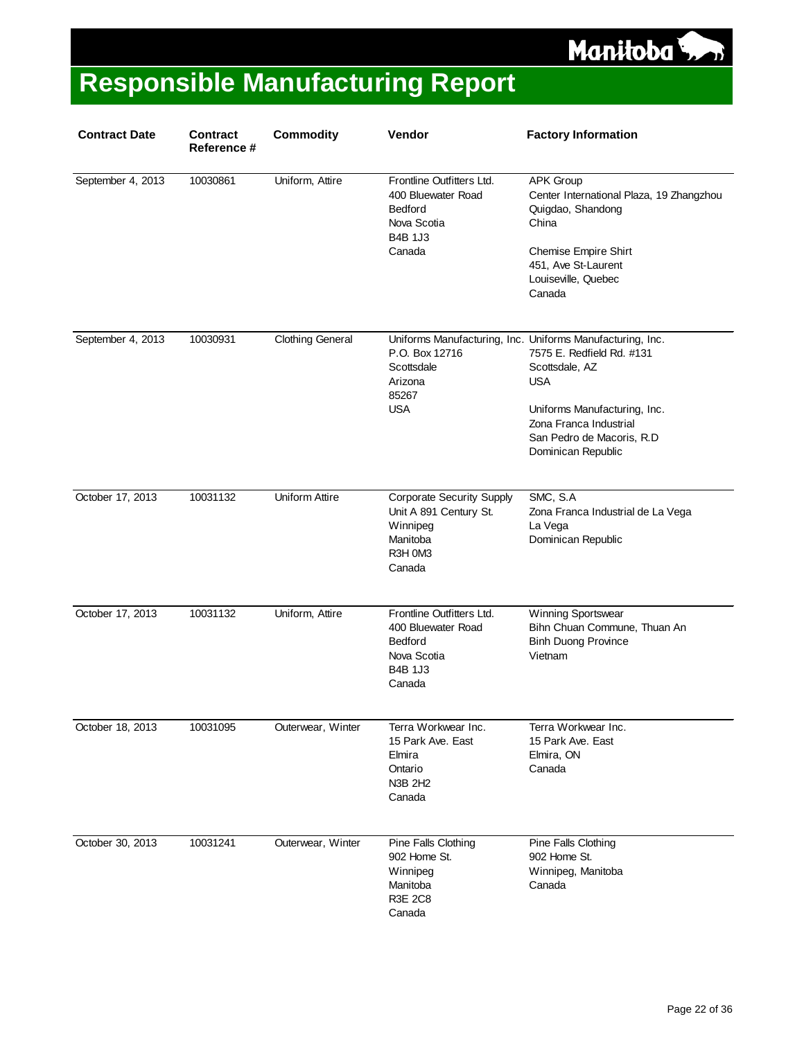# Responsible Manufacturing Report

| Contract Date | Contract Reference # | Commodity | Vendor | Factory Information |
|---|---|---|---|---|
| September 4, 2013 | 10030861 | Uniform, Attire | Frontline Outfitters Ltd.<br>400 Bluewater Road<br>Bedford<br>Nova Scotia<br>B4B 1J3<br>Canada | APK Group<br>Center International Plaza, 19 Zhangzhou<br>Quigdao, Shandong<br>China<br><br>Chemise Empire Shirt<br>451, Ave St-Laurent<br>Louiseville, Quebec<br>Canada |
| September 4, 2013 | 10030931 | Clothing General | Uniforms Manufacturing, Inc.<br>P.O. Box 12716<br>Scottsdale<br>Arizona<br>85267<br>USA | Uniforms Manufacturing, Inc.<br>7575 E. Redfield Rd. #131<br>Scottsdale, AZ<br>USA<br><br>Uniforms Manufacturing, Inc.<br>Zona Franca Industrial<br>San Pedro de Macoris, R.D<br>Dominican Republic |
| October 17, 2013 | 10031132 | Uniform Attire | Corporate Security Supply<br>Unit A 891 Century St.<br>Winnipeg<br>Manitoba<br>R3H 0M3<br>Canada | SMC, S.A<br>Zona Franca Industrial de La Vega<br>La Vega<br>Dominican Republic |
| October 17, 2013 | 10031132 | Uniform, Attire | Frontline Outfitters Ltd.<br>400 Bluewater Road<br>Bedford<br>Nova Scotia<br>B4B 1J3<br>Canada | Winning Sportswear<br>Bihn Chuan Commune, Thuan An<br>Binh Duong Province<br>Vietnam |
| October 18, 2013 | 10031095 | Outerwear, Winter | Terra Workwear Inc.<br>15 Park Ave. East<br>Elmira<br>Ontario<br>N3B 2H2<br>Canada | Terra Workwear Inc.<br>15 Park Ave. East<br>Elmira, ON<br>Canada |
| October 30, 2013 | 10031241 | Outerwear, Winter | Pine Falls Clothing<br>902 Home St.<br>Winnipeg<br>Manitoba<br>R3E 2C8<br>Canada | Pine Falls Clothing<br>902 Home St.<br>Winnipeg, Manitoba<br>Canada |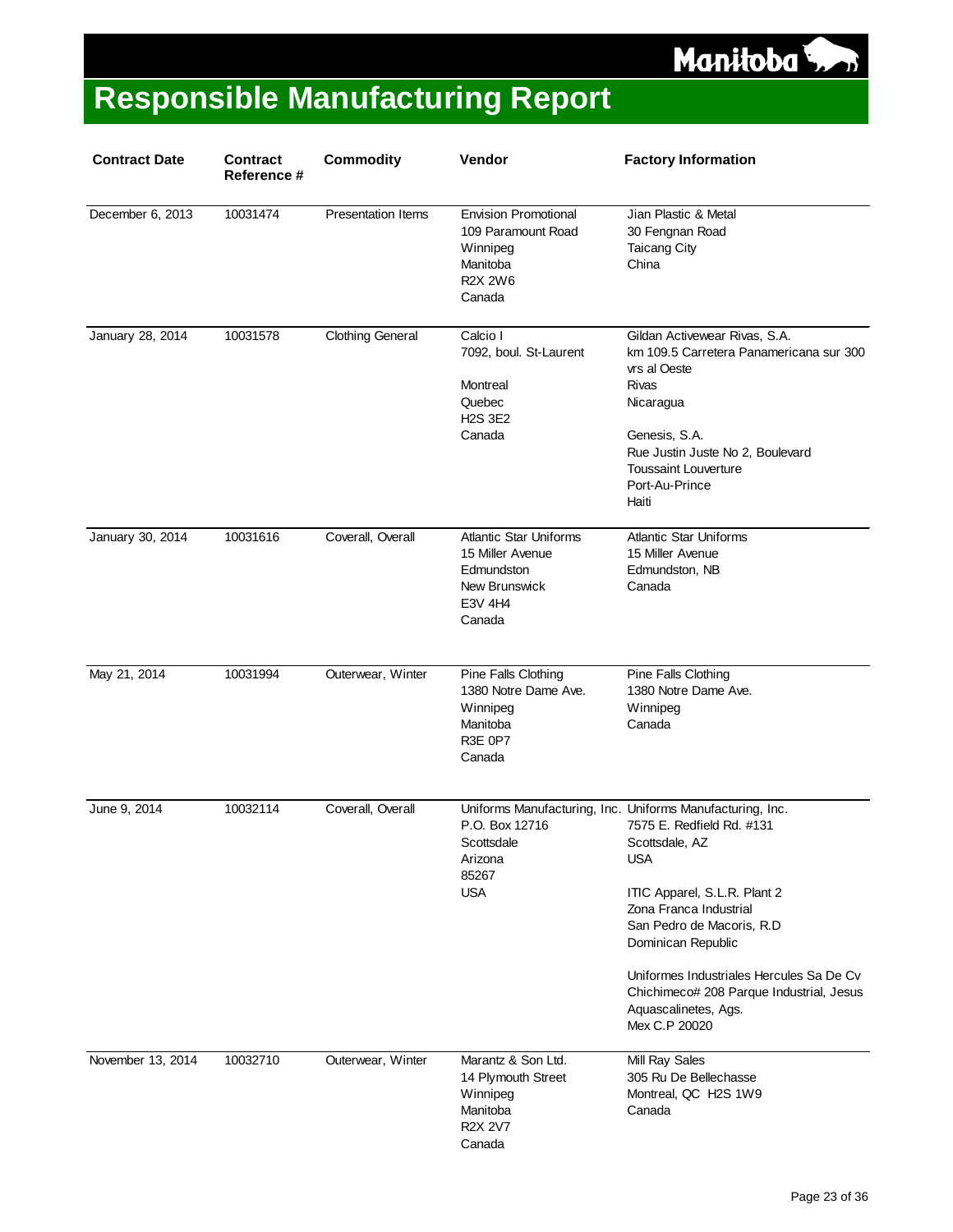# Responsible Manufacturing Report

| Contract Date | Contract Reference # | Commodity | Vendor | Factory Information |
|---|---|---|---|---|
| December 6, 2013 | 10031474 | Presentation Items | Envision Promotional<br>109 Paramount Road<br>Winnipeg<br>Manitoba<br>R2X 2W6<br>Canada | Jian Plastic & Metal<br>30 Fengnan Road<br>Taicang City<br>China |
| January 28, 2014 | 10031578 | Clothing General | Calcio I<br>7092, boul. St-Laurent<br><br>Montreal<br>Quebec<br>H2S 3E2<br>Canada | Gildan Activewear Rivas, S.A.<br>km 109.5 Carretera Panamericana sur 300 vrs al Oeste<br>Rivas<br>Nicaragua<br><br>Genesis, S.A.<br>Rue Justin Juste No 2, Boulevard Toussaint Louverture<br>Port-Au-Prince<br>Haiti |
| January 30, 2014 | 10031616 | Coverall, Overall | Atlantic Star Uniforms<br>15 Miller Avenue<br>Edmundston<br>New Brunswick<br>E3V 4H4<br>Canada | Atlantic Star Uniforms<br>15 Miller Avenue<br>Edmundston, NB<br>Canada |
| May 21, 2014 | 10031994 | Outerwear, Winter | Pine Falls Clothing<br>1380 Notre Dame Ave.<br>Winnipeg<br>Manitoba<br>R3E 0P7<br>Canada | Pine Falls Clothing<br>1380 Notre Dame Ave.<br>Winnipeg<br>Canada |
| June 9, 2014 | 10032114 | Coverall, Overall | Uniforms Manufacturing, Inc.<br>P.O. Box 12716<br>Scottsdale<br>Arizona<br>85267<br>USA | Uniforms Manufacturing, Inc.<br>7575 E. Redfield Rd. #131<br>Scottsdale, AZ<br>USA<br><br>ITIC Apparel, S.L.R. Plant 2<br>Zona Franca Industrial<br>San Pedro de Macoris, R.D<br>Dominican Republic<br><br>Uniformes Industriales Hercules Sa De Cv<br>Chichimeco# 208 Parque Industrial, Jesus<br>Aquascalinetes, Ags.<br>Mex C.P 20020 |
| November 13, 2014 | 10032710 | Outerwear, Winter | Marantz & Son Ltd.<br>14 Plymouth Street<br>Winnipeg<br>Manitoba<br>R2X 2V7<br>Canada | Mill Ray Sales<br>305 Ru De Bellechasse<br>Montreal, QC H2S 1W9<br>Canada |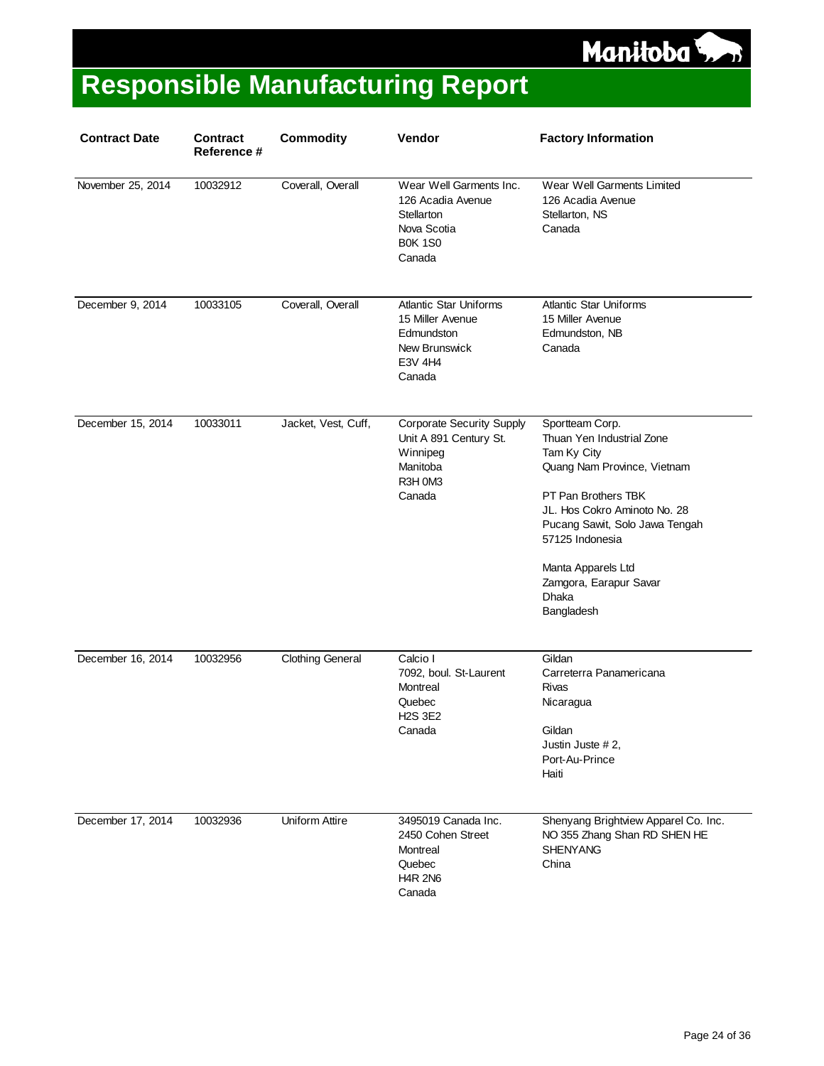# Responsible Manufacturing Report

| Contract Date | Contract Reference # | Commodity | Vendor | Factory Information |
|---|---|---|---|---|
| November 25, 2014 | 10032912 | Coverall, Overall | Wear Well Garments Inc.<br>126 Acadia Avenue<br>Stellarton<br>Nova Scotia<br>B0K 1S0<br>Canada | Wear Well Garments Limited<br>126 Acadia Avenue<br>Stellarton, NS<br>Canada |
| December 9, 2014 | 10033105 | Coverall, Overall | Atlantic Star Uniforms<br>15 Miller Avenue<br>Edmundston<br>New Brunswick<br>E3V 4H4<br>Canada | Atlantic Star Uniforms<br>15 Miller Avenue<br>Edmundston, NB<br>Canada |
| December 15, 2014 | 10033011 | Jacket, Vest, Cuff, | Corporate Security Supply<br>Unit A 891 Century St.<br>Winnipeg<br>Manitoba<br>R3H 0M3<br>Canada | Sportteam Corp.<br>Thuan Yen Industrial Zone<br>Tam Ky City<br>Quang Nam Province, Vietnam<br><br>PT Pan Brothers TBK<br>JL. Hos Cokro Aminoto No. 28<br>Pucang Sawit, Solo Jawa Tengah<br>57125 Indonesia<br><br>Manta Apparels Ltd<br>Zamgora, Earapur Savar<br>Dhaka<br>Bangladesh |
| December 16, 2014 | 10032956 | Clothing General | Calcio I<br>7092, boul. St-Laurent<br>Montreal<br>Quebec<br>H2S 3E2<br>Canada | Gildan<br>Carreterra Panamericana<br>Rivas<br>Nicaragua<br><br>Gildan<br>Justin Juste # 2,<br>Port-Au-Prince<br>Haiti |
| December 17, 2014 | 10032936 | Uniform Attire | 3495019 Canada Inc.<br>2450 Cohen Street<br>Montreal<br>Quebec<br>H4R 2N6<br>Canada | Shenyang Brightview Apparel Co. Inc.<br>NO 355 Zhang Shan RD SHEN HE<br>SHENYANG<br>China |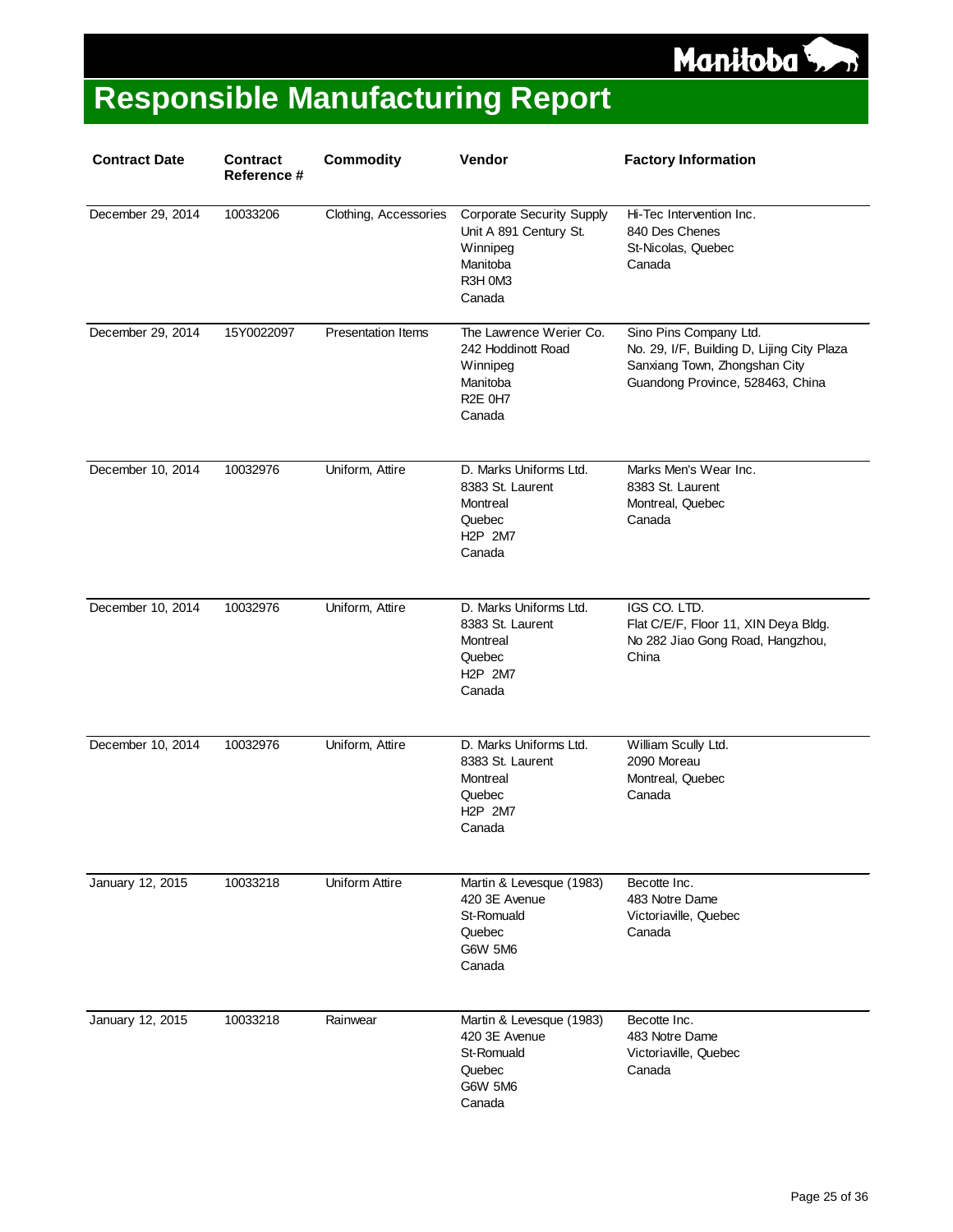# Responsible Manufacturing Report

| Contract Date | Contract Reference # | Commodity | Vendor | Factory Information |
|---|---|---|---|---|
| December 29, 2014 | 10033206 | Clothing, Accessories | Corporate Security Supply<br>Unit A 891 Century St.<br>Winnipeg<br>Manitoba<br>R3H 0M3<br>Canada | Hi-Tec Intervention Inc.<br>840 Des Chenes<br>St-Nicolas, Quebec<br>Canada |
| December 29, 2014 | 15Y0022097 | Presentation Items | The Lawrence Werier Co.<br>242 Hoddinott Road<br>Winnipeg<br>Manitoba<br>R2E 0H7<br>Canada | Sino Pins Company Ltd.<br>No. 29, I/F, Building D, Lijing City Plaza<br>Sanxiang Town, Zhongshan City<br>Guandong Province, 528463, China |
| December 10, 2014 | 10032976 | Uniform, Attire | D. Marks Uniforms Ltd.<br>8383 St. Laurent<br>Montreal<br>Quebec<br>H2P 2M7<br>Canada | Marks Men's Wear Inc.<br>8383 St. Laurent<br>Montreal, Quebec<br>Canada |
| December 10, 2014 | 10032976 | Uniform, Attire | D. Marks Uniforms Ltd.<br>8383 St. Laurent<br>Montreal<br>Quebec<br>H2P 2M7<br>Canada | IGS CO. LTD.<br>Flat C/E/F, Floor 11, XIN Deya Bldg.<br>No 282 Jiao Gong Road, Hangzhou,<br>China |
| December 10, 2014 | 10032976 | Uniform, Attire | D. Marks Uniforms Ltd.<br>8383 St. Laurent<br>Montreal<br>Quebec<br>H2P 2M7<br>Canada | William Scully Ltd.<br>2090 Moreau<br>Montreal, Quebec<br>Canada |
| January 12, 2015 | 10033218 | Uniform Attire | Martin & Levesque (1983)<br>420 3E Avenue<br>St-Romuald<br>Quebec<br>G6W 5M6<br>Canada | Becotte Inc.<br>483 Notre Dame<br>Victoriaville, Quebec<br>Canada |
| January 12, 2015 | 10033218 | Rainwear | Martin & Levesque (1983)<br>420 3E Avenue<br>St-Romuald<br>Quebec<br>G6W 5M6<br>Canada | Becotte Inc.<br>483 Notre Dame<br>Victoriaville, Quebec<br>Canada |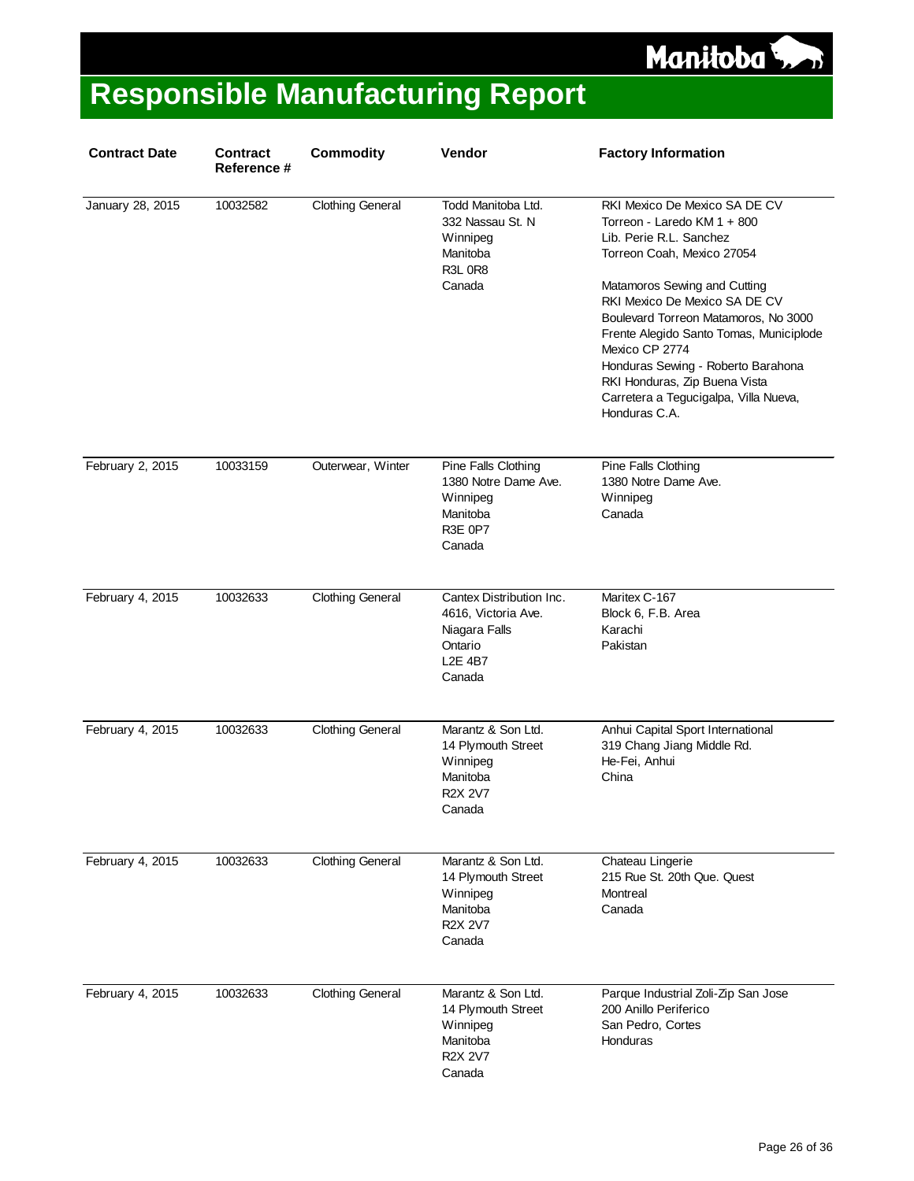# Responsible Manufacturing Report

| Contract Date | Contract Reference # | Commodity | Vendor | Factory Information |
|---|---|---|---|---|
| January 28, 2015 | 10032582 | Clothing General | Todd Manitoba Ltd.<br>332 Nassau St. N<br>Winnipeg<br>Manitoba<br>R3L 0R8<br>Canada | RKI Mexico De Mexico SA DE CV<br>Torreon - Laredo KM 1 + 800<br>Lib. Perie R.L. Sanchez<br>Torreon Coah, Mexico 27054<br><br>Matamoros Sewing and Cutting<br>RKI Mexico De Mexico SA DE CV<br>Boulevard Torreon Matamoros, No 3000<br>Frente Alegido Santo Tomas, Municiplode<br>Mexico CP 2774<br>Honduras Sewing - Roberto Barahona<br>RKI Honduras, Zip Buena Vista<br>Carretera a Tegucigalpa, Villa Nueva,<br>Honduras C.A. |
| February 2, 2015 | 10033159 | Outerwear, Winter | Pine Falls Clothing<br>1380 Notre Dame Ave.<br>Winnipeg<br>Manitoba<br>R3E 0P7<br>Canada | Pine Falls Clothing<br>1380 Notre Dame Ave.<br>Winnipeg<br>Canada |
| February 4, 2015 | 10032633 | Clothing General | Cantex Distribution Inc.<br>4616, Victoria Ave.<br>Niagara Falls<br>Ontario<br>L2E 4B7<br>Canada | Maritex C-167<br>Block 6, F.B. Area<br>Karachi<br>Pakistan |
| February 4, 2015 | 10032633 | Clothing General | Marantz & Son Ltd.<br>14 Plymouth Street<br>Winnipeg<br>Manitoba<br>R2X 2V7<br>Canada | Anhui Capital Sport International<br>319 Chang Jiang Middle Rd.<br>He-Fei, Anhui<br>China |
| February 4, 2015 | 10032633 | Clothing General | Marantz & Son Ltd.<br>14 Plymouth Street<br>Winnipeg<br>Manitoba<br>R2X 2V7<br>Canada | Chateau Lingerie<br>215 Rue St. 20th Que. Quest<br>Montreal<br>Canada |
| February 4, 2015 | 10032633 | Clothing General | Marantz & Son Ltd.<br>14 Plymouth Street<br>Winnipeg<br>Manitoba<br>R2X 2V7<br>Canada | Parque Industrial Zoli-Zip San Jose<br>200 Anillo Periferico<br>San Pedro, Cortes<br>Honduras |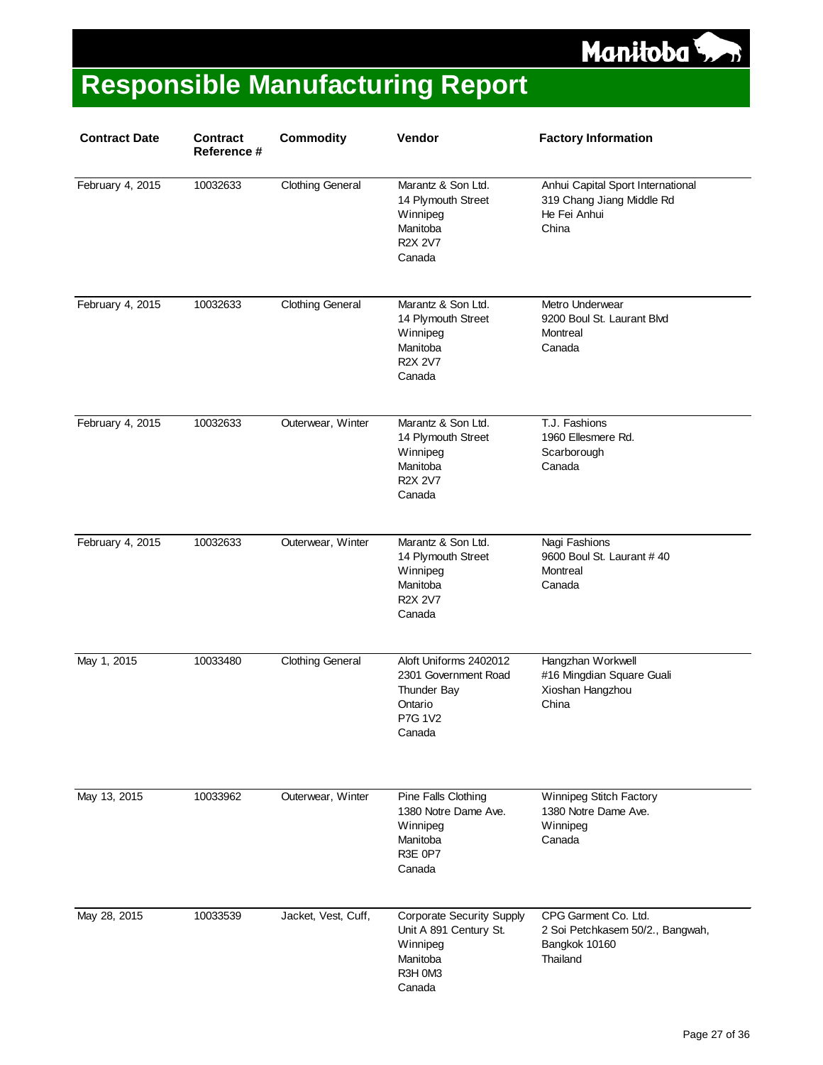# Responsible Manufacturing Report

| Contract Date | Contract Reference # | Commodity | Vendor | Factory Information |
|---|---|---|---|---|
| February 4, 2015 | 10032633 | Clothing General | Marantz & Son Ltd.<br>14 Plymouth Street<br>Winnipeg<br>Manitoba<br>R2X 2V7<br>Canada | Anhui Capital Sport International<br>319 Chang Jiang Middle Rd<br>He Fei Anhui<br>China |
| February 4, 2015 | 10032633 | Clothing General | Marantz & Son Ltd.<br>14 Plymouth Street<br>Winnipeg<br>Manitoba<br>R2X 2V7<br>Canada | Metro Underwear<br>9200 Boul St. Laurant Blvd<br>Montreal<br>Canada |
| February 4, 2015 | 10032633 | Outerwear, Winter | Marantz & Son Ltd.<br>14 Plymouth Street<br>Winnipeg<br>Manitoba<br>R2X 2V7<br>Canada | T.J. Fashions<br>1960 Ellesmere Rd.<br>Scarborough<br>Canada |
| February 4, 2015 | 10032633 | Outerwear, Winter | Marantz & Son Ltd.<br>14 Plymouth Street<br>Winnipeg<br>Manitoba<br>R2X 2V7<br>Canada | Nagi Fashions<br>9600 Boul St. Laurant # 40<br>Montreal<br>Canada |
| May 1, 2015 | 10033480 | Clothing General | Aloft Uniforms 2402012<br>2301 Government Road<br>Thunder Bay<br>Ontario<br>P7G 1V2<br>Canada | Hangzhan Workwell<br>#16 Mingdian Square Guali<br>Xioshan Hangzhou<br>China |
| May 13, 2015 | 10033962 | Outerwear, Winter | Pine Falls Clothing<br>1380 Notre Dame Ave.<br>Winnipeg<br>Manitoba<br>R3E 0P7<br>Canada | Winnipeg Stitch Factory<br>1380 Notre Dame Ave.<br>Winnipeg<br>Canada |
| May 28, 2015 | 10033539 | Jacket, Vest, Cuff, | Corporate Security Supply<br>Unit A 891 Century St.<br>Winnipeg<br>Manitoba<br>R3H 0M3<br>Canada | CPG Garment Co. Ltd.<br>2 Soi Petchkasem 50/2., Bangwah,<br>Bangkok 10160<br>Thailand |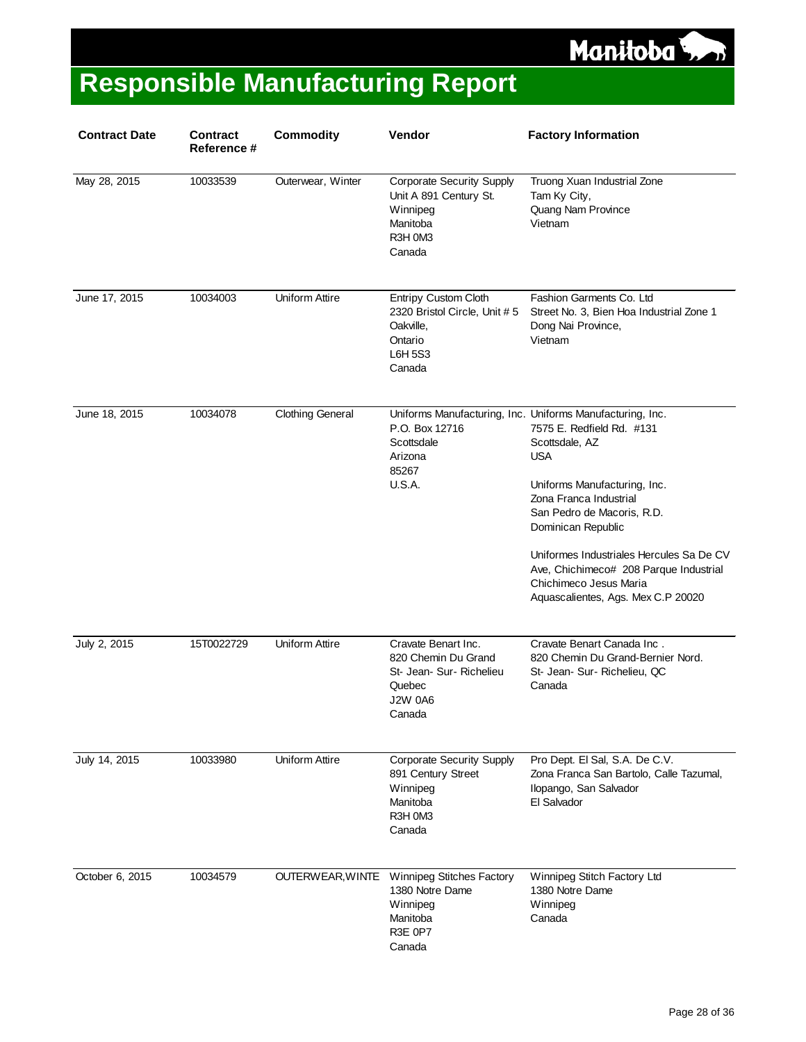# Responsible Manufacturing Report

| Contract Date | Contract Reference # | Commodity | Vendor | Factory Information |
|---|---|---|---|---|
| May 28, 2015 | 10033539 | Outerwear, Winter | Corporate Security Supply<br>Unit A 891 Century St.<br>Winnipeg<br>Manitoba<br>R3H 0M3<br>Canada | Truong Xuan Industrial Zone<br>Tam Ky City,<br>Quang Nam Province<br>Vietnam |
| June 17, 2015 | 10034003 | Uniform Attire | Entripy Custom Cloth<br>2320 Bristol Circle, Unit # 5<br>Oakville,<br>Ontario<br>L6H 5S3<br>Canada | Fashion Garments Co. Ltd<br>Street No. 3, Bien Hoa Industrial Zone 1<br>Dong Nai Province,<br>Vietnam |
| June 18, 2015 | 10034078 | Clothing General | Uniforms Manufacturing, Inc.<br>P.O. Box 12716<br>Scottsdale<br>Arizona<br>85267<br>U.S.A. | Uniforms Manufacturing, Inc.<br>7575 E. Redfield Rd. #131<br>Scottsdale, AZ<br>USA<br><br>Uniforms Manufacturing, Inc.<br>Zona Franca Industrial<br>San Pedro de Macoris, R.D.<br>Dominican Republic<br><br>Uniformes Industriales Hercules Sa De CV<br>Ave, Chichimeco# 208 Parque Industrial<br>Chichimeco Jesus Maria<br>Aquascalientes, Ags. Mex C.P 20020 |
| July 2, 2015 | 15T0022729 | Uniform Attire | Cravate Benart Inc.<br>820 Chemin Du Grand<br>St- Jean- Sur- Richelieu<br>Quebec<br>J2W 0A6<br>Canada | Cravate Benart Canada Inc .<br>820 Chemin Du Grand-Bernier Nord.<br>St- Jean- Sur- Richelieu, QC<br>Canada |
| July 14, 2015 | 10033980 | Uniform Attire | Corporate Security Supply<br>891 Century Street<br>Winnipeg<br>Manitoba<br>R3H 0M3<br>Canada | Pro Dept. El Sal, S.A. De C.V.<br>Zona Franca San Bartolo, Calle Tazumal,<br>Ilopango, San Salvador<br>El Salvador |
| October 6, 2015 | 10034579 | OUTERWEAR,WINTE | Winnipeg Stitches Factory<br>1380 Notre Dame<br>Winnipeg<br>Manitoba<br>R3E 0P7<br>Canada | Winnipeg Stitch Factory Ltd<br>1380 Notre Dame<br>Winnipeg<br>Canada |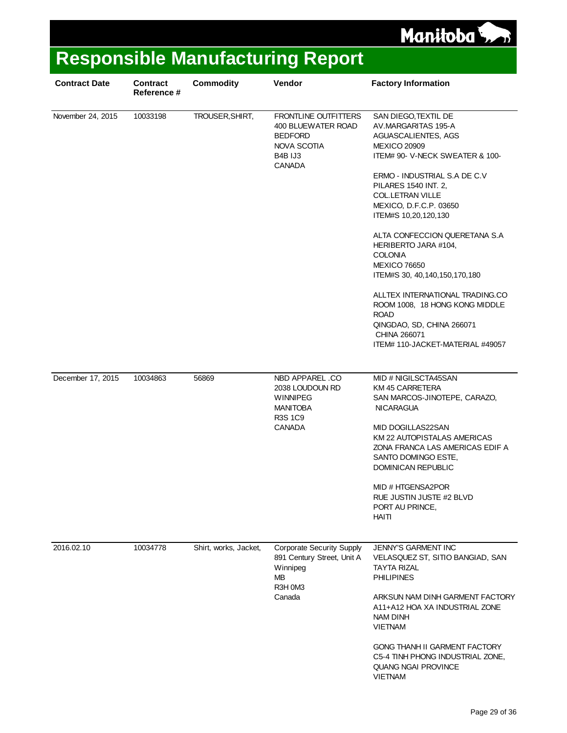# Responsible Manufacturing Report

| Contract Date | Contract Reference # | Commodity | Vendor | Factory Information |
|---|---|---|---|---|
| November 24, 2015 | 10033198 | TROUSER,SHIRT, | FRONTLINE OUTFITTERS<br>400 BLUEWATER ROAD<br>BEDFORD<br>NOVA SCOTIA<br>B4B IJ3<br>CANADA | SAN DIEGO,TEXTIL DE<br>AV.MARGARITAS 195-A<br>AGUASCALIENTES, AGS<br>MEXICO 20909<br>ITEM# 90- V-NECK SWEATER & 100-<br><br>ERMO - INDUSTRIAL S.A DE C.V<br>PILARES 1540 INT. 2,<br>COL.LETRAN VILLE<br>MEXICO, D.F.C.P. 03650<br>ITEM#S 10,20,120,130<br><br>ALTA CONFECCION QUERETANA S.A<br>HERIBERTO JARA #104,<br>COLONIA<br>MEXICO 76650<br>ITEM#S 30, 40,140,150,170,180<br><br>ALLTEX INTERNATIONAL TRADING.CO<br>ROOM 1008, 18 HONG KONG MIDDLE<br>ROAD<br>QINGDAO, SD, CHINA 266071<br>CHINA 266071<br>ITEM# 110-JACKET-MATERIAL #49057 |
| December 17, 2015 | 10034863 | 56869 | NBD APPAREL .CO<br>2038 LOUDOUN RD<br>WINNIPEG<br>MANITOBA<br>R3S 1C9<br>CANADA | MID # NIGILSCTA45SAN<br>KM 45 CARRETERA<br>SAN MARCOS-JINOTEPE, CARAZO,<br>NICARAGUA<br><br>MID DOGILLAS22SAN<br>KM 22 AUTOPISTALAS AMERICAS<br>ZONA FRANCA LAS AMERICAS EDIF A<br>SANTO DOMINGO ESTE,<br>DOMINICAN REPUBLIC<br><br>MID # HTGENSA2POR<br>RUE JUSTIN JUSTE #2 BLVD<br>PORT AU PRINCE,<br>HAITI |
| 2016.02.10 | 10034778 | Shirt, works, Jacket, | Corporate Security Supply<br>891 Century Street, Unit A<br>Winnipeg<br>MB<br>R3H 0M3<br>Canada | JENNY'S GARMENT INC<br>VELASQUEZ ST, SITIO BANGIAD, SAN<br>TAYTA RIZAL<br>PHILIPINES<br><br>ARKSUN NAM DINH GARMENT FACTORY<br>A11+A12 HOA XA INDUSTRIAL ZONE<br>NAM DINH<br>VIETNAM<br><br>GONG THANH II GARMENT FACTORY<br>C5-4 TINH PHONG INDUSTRIAL ZONE,<br>QUANG NGAI PROVINCE<br>VIETNAM |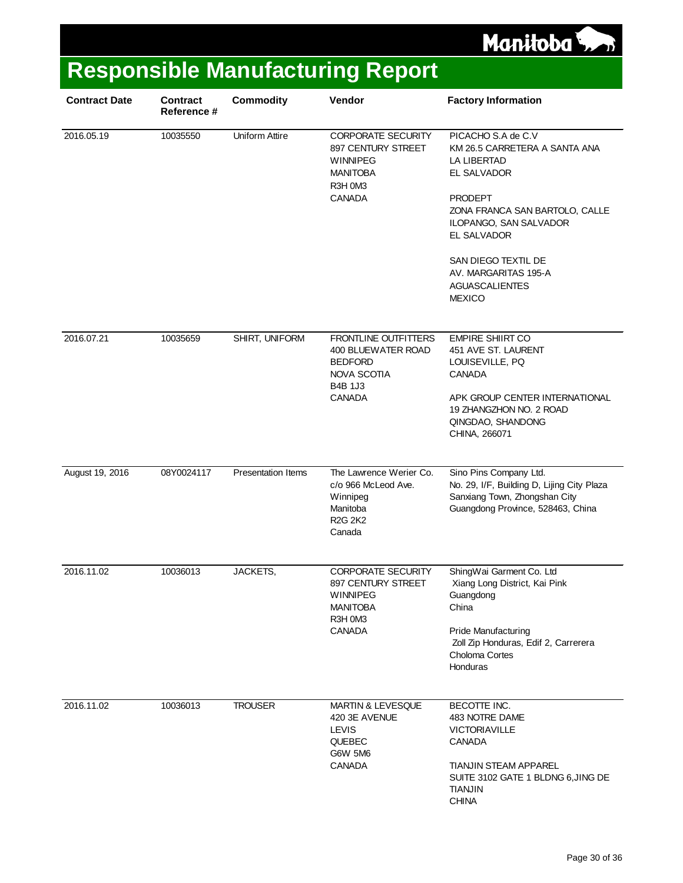# Responsible Manufacturing Report

| Contract Date | Contract Reference # | Commodity | Vendor | Factory Information |
|---|---|---|---|---|
| 2016.05.19 | 10035550 | Uniform Attire | CORPORATE SECURITY<br>897 CENTURY STREET<br>WINNIPEG<br>MANITOBA<br>R3H 0M3<br>CANADA | PICACHO S.A de C.V<br>KM 26.5 CARRETERA A SANTA ANA<br>LA LIBERTAD<br>EL SALVADOR<br><br>PRODEPT<br>ZONA FRANCA SAN BARTOLO, CALLE ILOPANGO, SAN SALVADOR<br>EL SALVADOR<br><br>SAN DIEGO TEXTIL DE<br>AV. MARGARITAS 195-A<br>AGUASCALIENTES<br>MEXICO |
| 2016.07.21 | 10035659 | SHIRT, UNIFORM | FRONTLINE OUTFITTERS<br>400 BLUEWATER ROAD<br>BEDFORD<br>NOVA SCOTIA<br>B4B 1J3<br>CANADA | EMPIRE SHIIRT CO<br>451 AVE ST. LAURENT<br>LOUISEVILLE, PQ<br>CANADA<br><br>APK GROUP CENTER INTERNATIONAL<br>19 ZHANGZHON NO. 2 ROAD<br>QINGDAO, SHANDONG<br>CHINA, 266071 |
| August 19, 2016 | 08Y0024117 | Presentation Items | The Lawrence Werier Co.<br>c/o 966 McLeod Ave.<br>Winnipeg<br>Manitoba<br>R2G 2K2<br>Canada | Sino Pins Company Ltd.<br>No. 29, I/F, Building D, Lijing City Plaza<br>Sanxiang Town, Zhongshan City<br>Guangdong Province, 528463, China |
| 2016.11.02 | 10036013 | JACKETS, | CORPORATE SECURITY<br>897 CENTURY STREET<br>WINNIPEG<br>MANITOBA<br>R3H 0M3<br>CANADA | ShingWai Garment Co. Ltd<br>Xiang Long District, Kai Pink<br>Guangdong<br>China<br><br>Pride Manufacturing<br>Zoll Zip Honduras, Edif 2, Carrerera<br>Choloma Cortes<br>Honduras |
| 2016.11.02 | 10036013 | TROUSER | MARTIN & LEVESQUE<br>420 3E AVENUE<br>LEVIS<br>QUEBEC<br>G6W 5M6<br>CANADA | BECOTTE INC.<br>483 NOTRE DAME<br>VICTORIAVILLE<br>CANADA<br><br>TIANJIN STEAM APPAREL<br>SUITE 3102 GATE 1 BLDNG 6,JING DE<br>TIANJIN<br>CHINA |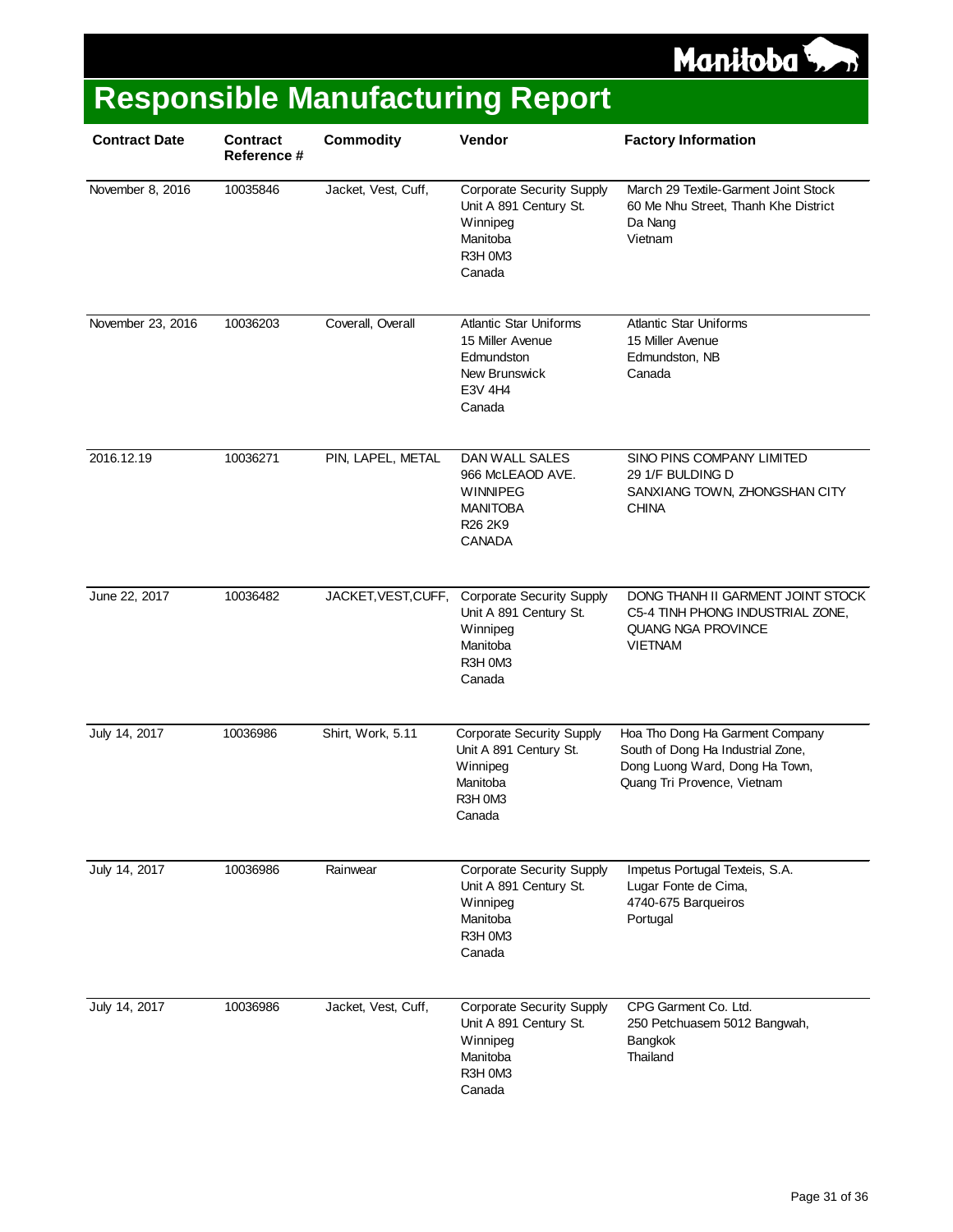# Responsible Manufacturing Report

| Contract Date | Contract Reference # | Commodity | Vendor | Factory Information |
|---|---|---|---|---|
| November 8, 2016 | 10035846 | Jacket, Vest, Cuff, | Corporate Security Supply Unit A 891 Century St. Winnipeg Manitoba R3H 0M3 Canada | March 29 Textile-Garment Joint Stock 60 Me Nhu Street, Thanh Khe District Da Nang Vietnam |
| November 23, 2016 | 10036203 | Coverall, Overall | Atlantic Star Uniforms 15 Miller Avenue Edmundston New Brunswick E3V 4H4 Canada | Atlantic Star Uniforms 15 Miller Avenue Edmundston, NB Canada |
| 2016.12.19 | 10036271 | PIN, LAPEL, METAL | DAN WALL SALES 966 McLEAOD AVE. WINNIPEG MANITOBA R26 2K9 CANADA | SINO PINS COMPANY LIMITED 29 1/F BULDING D SANXIANG TOWN, ZHONGSHAN CITY CHINA |
| June 22, 2017 | 10036482 | JACKET,VEST,CUFF, | Corporate Security Supply Unit A 891 Century St. Winnipeg Manitoba R3H 0M3 Canada | DONG THANH II GARMENT JOINT STOCK C5-4 TINH PHONG INDUSTRIAL ZONE, QUANG NGA PROVINCE VIETNAM |
| July 14, 2017 | 10036986 | Shirt, Work, 5.11 | Corporate Security Supply Unit A 891 Century St. Winnipeg Manitoba R3H 0M3 Canada | Hoa Tho Dong Ha Garment Company South of Dong Ha Industrial Zone, Dong Luong Ward, Dong Ha Town, Quang Tri Provence, Vietnam |
| July 14, 2017 | 10036986 | Rainwear | Corporate Security Supply Unit A 891 Century St. Winnipeg Manitoba R3H 0M3 Canada | Impetus Portugal Texteis, S.A. Lugar Fonte de Cima, 4740-675 Barqueiros Portugal |
| July 14, 2017 | 10036986 | Jacket, Vest, Cuff, | Corporate Security Supply Unit A 891 Century St. Winnipeg Manitoba R3H 0M3 Canada | CPG Garment Co. Ltd. 250 Petchuasem 5012 Bangwah, Bangkok Thailand |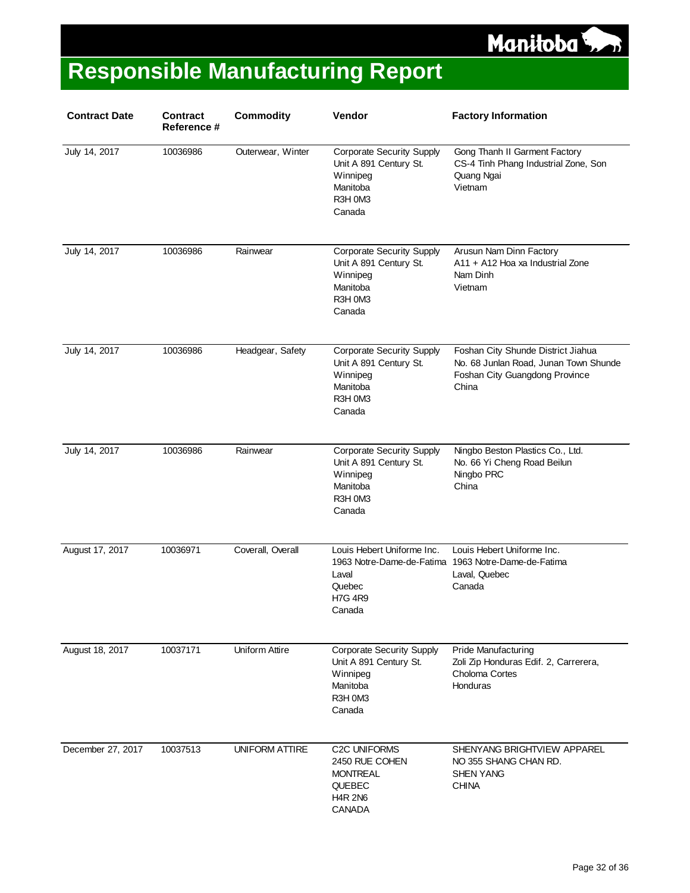# Responsible Manufacturing Report

| Contract Date | Contract Reference # | Commodity | Vendor | Factory Information |
|---|---|---|---|---|
| July 14, 2017 | 10036986 | Outerwear, Winter | Corporate Security Supply<br>Unit A 891 Century St.<br>Winnipeg<br>Manitoba<br>R3H 0M3<br>Canada | Gong Thanh II Garment Factory<br>CS-4 Tinh Phang Industrial Zone, Son<br>Quang Ngai<br>Vietnam |
| July 14, 2017 | 10036986 | Rainwear | Corporate Security Supply<br>Unit A 891 Century St.<br>Winnipeg<br>Manitoba<br>R3H 0M3<br>Canada | Arusun Nam Dinn Factory<br>A11 + A12 Hoa xa Industrial Zone<br>Nam Dinh<br>Vietnam |
| July 14, 2017 | 10036986 | Headgear, Safety | Corporate Security Supply<br>Unit A 891 Century St.<br>Winnipeg<br>Manitoba<br>R3H 0M3<br>Canada | Foshan City Shunde District Jiahua<br>No. 68 Junlan Road, Junan Town Shunde<br>Foshan City Guangdong Province<br>China |
| July 14, 2017 | 10036986 | Rainwear | Corporate Security Supply<br>Unit A 891 Century St.<br>Winnipeg<br>Manitoba<br>R3H 0M3<br>Canada | Ningbo Beston Plastics Co., Ltd.<br>No. 66 Yi Cheng Road Beilun<br>Ningbo PRC<br>China |
| August 17, 2017 | 10036971 | Coverall, Overall | Louis Hebert Uniforme Inc.<br>1963 Notre-Dame-de-Fatima<br>Laval<br>Quebec<br>H7G 4R9<br>Canada | Louis Hebert Uniforme Inc.<br>1963 Notre-Dame-de-Fatima<br>Laval, Quebec<br>Canada |
| August 18, 2017 | 10037171 | Uniform Attire | Corporate Security Supply<br>Unit A 891 Century St.<br>Winnipeg<br>Manitoba<br>R3H 0M3<br>Canada | Pride Manufacturing<br>Zoli Zip Honduras Edif. 2, Carrerera,<br>Choloma Cortes<br>Honduras |
| December 27, 2017 | 10037513 | UNIFORM ATTIRE | C2C UNIFORMS<br>2450 RUE COHEN<br>MONTREAL<br>QUEBEC<br>H4R 2N6<br>CANADA | SHENYANG BRIGHTVIEW APPAREL<br>NO 355 SHANG CHAN RD.<br>SHEN YANG<br>CHINA |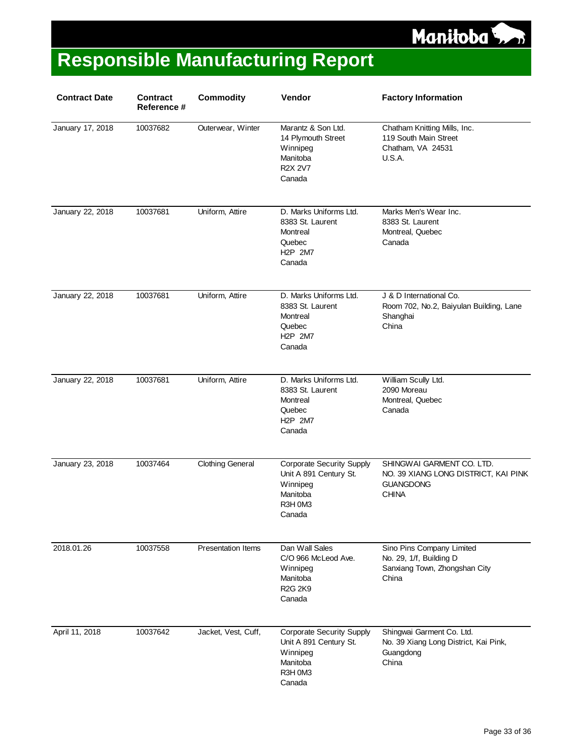# Responsible Manufacturing Report

| Contract Date | Contract Reference # | Commodity | Vendor | Factory Information |
|---|---|---|---|---|
| January 17, 2018 | 10037682 | Outerwear, Winter | Marantz & Son Ltd.<br>14 Plymouth Street<br>Winnipeg<br>Manitoba<br>R2X 2V7<br>Canada | Chatham Knitting Mills, Inc.<br>119 South Main Street<br>Chatham, VA 24531<br>U.S.A. |
| January 22, 2018 | 10037681 | Uniform, Attire | D. Marks Uniforms Ltd.<br>8383 St. Laurent<br>Montreal<br>Quebec<br>H2P 2M7<br>Canada | Marks Men's Wear Inc.<br>8383 St. Laurent<br>Montreal, Quebec<br>Canada |
| January 22, 2018 | 10037681 | Uniform, Attire | D. Marks Uniforms Ltd.<br>8383 St. Laurent<br>Montreal<br>Quebec<br>H2P 2M7<br>Canada | J & D International Co.<br>Room 702, No.2, Baiyulan Building, Lane<br>Shanghai<br>China |
| January 22, 2018 | 10037681 | Uniform, Attire | D. Marks Uniforms Ltd.<br>8383 St. Laurent<br>Montreal<br>Quebec<br>H2P 2M7<br>Canada | William Scully Ltd.<br>2090 Moreau<br>Montreal, Quebec<br>Canada |
| January 23, 2018 | 10037464 | Clothing General | Corporate Security Supply<br>Unit A 891 Century St.<br>Winnipeg<br>Manitoba<br>R3H 0M3<br>Canada | SHINGWAI GARMENT CO. LTD.<br>NO. 39 XIANG LONG DISTRICT, KAI PINK<br>GUANGDONG<br>CHINA |
| 2018.01.26 | 10037558 | Presentation Items | Dan Wall Sales<br>C/O 966 McLeod Ave.<br>Winnipeg<br>Manitoba<br>R2G 2K9<br>Canada | Sino Pins Company Limited<br>No. 29, 1/f, Building D<br>Sanxiang Town, Zhongshan City<br>China |
| April 11, 2018 | 10037642 | Jacket, Vest, Cuff, | Corporate Security Supply<br>Unit A 891 Century St.<br>Winnipeg<br>Manitoba<br>R3H 0M3<br>Canada | Shingwai Garment Co. Ltd.<br>No. 39 Xiang Long District, Kai Pink,<br>Guangdong<br>China |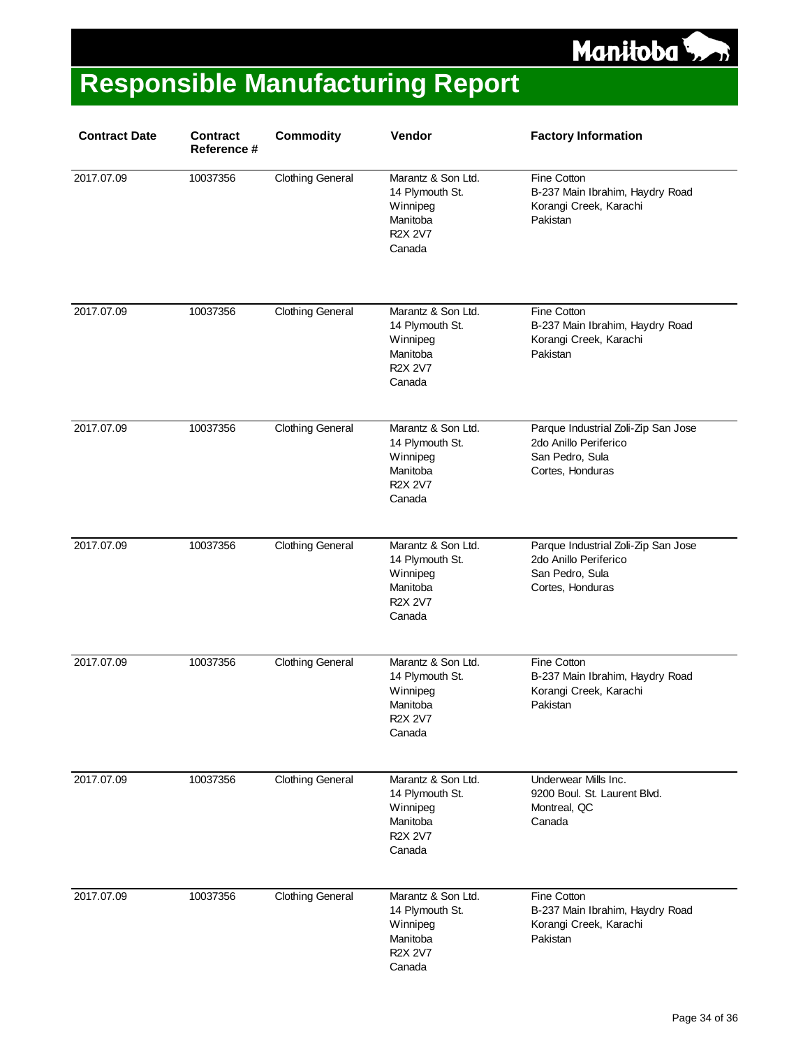# Responsible Manufacturing Report

| Contract Date | Contract Reference # | Commodity | Vendor | Factory Information |
|---|---|---|---|---|
| 2017.07.09 | 10037356 | Clothing General | Marantz & Son Ltd.<br>14 Plymouth St.<br>Winnipeg<br>Manitoba<br>R2X 2V7<br>Canada | Fine Cotton<br>B-237 Main Ibrahim, Haydry Road<br>Korangi Creek, Karachi<br>Pakistan |
| 2017.07.09 | 10037356 | Clothing General | Marantz & Son Ltd.<br>14 Plymouth St.<br>Winnipeg<br>Manitoba<br>R2X 2V7<br>Canada | Fine Cotton<br>B-237 Main Ibrahim, Haydry Road<br>Korangi Creek, Karachi<br>Pakistan |
| 2017.07.09 | 10037356 | Clothing General | Marantz & Son Ltd.<br>14 Plymouth St.<br>Winnipeg<br>Manitoba<br>R2X 2V7<br>Canada | Parque Industrial Zoli-Zip San Jose<br>2do Anillo Periferico<br>San Pedro, Sula<br>Cortes, Honduras |
| 2017.07.09 | 10037356 | Clothing General | Marantz & Son Ltd.<br>14 Plymouth St.<br>Winnipeg<br>Manitoba<br>R2X 2V7<br>Canada | Parque Industrial Zoli-Zip San Jose<br>2do Anillo Periferico<br>San Pedro, Sula<br>Cortes, Honduras |
| 2017.07.09 | 10037356 | Clothing General | Marantz & Son Ltd.<br>14 Plymouth St.<br>Winnipeg<br>Manitoba<br>R2X 2V7<br>Canada | Fine Cotton<br>B-237 Main Ibrahim, Haydry Road<br>Korangi Creek, Karachi<br>Pakistan |
| 2017.07.09 | 10037356 | Clothing General | Marantz & Son Ltd.<br>14 Plymouth St.<br>Winnipeg<br>Manitoba<br>R2X 2V7<br>Canada | Underwear Mills Inc.<br>9200 Boul. St. Laurent Blvd.<br>Montreal, QC<br>Canada |
| 2017.07.09 | 10037356 | Clothing General | Marantz & Son Ltd.<br>14 Plymouth St.<br>Winnipeg<br>Manitoba<br>R2X 2V7<br>Canada | Fine Cotton<br>B-237 Main Ibrahim, Haydry Road<br>Korangi Creek, Karachi<br>Pakistan |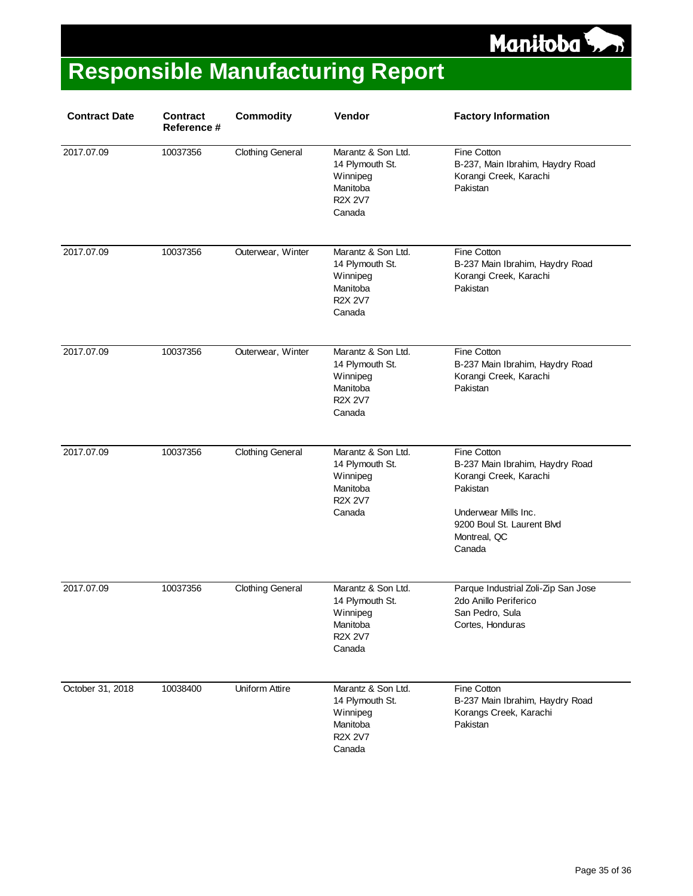# Responsible Manufacturing Report

| Contract Date | Contract Reference # | Commodity | Vendor | Factory Information |
|---|---|---|---|---|
| 2017.07.09 | 10037356 | Clothing General | Marantz & Son Ltd.<br>14 Plymouth St.<br>Winnipeg<br>Manitoba<br>R2X 2V7<br>Canada | Fine Cotton<br>B-237, Main Ibrahim, Haydry Road<br>Korangi Creek, Karachi<br>Pakistan |
| 2017.07.09 | 10037356 | Outerwear, Winter | Marantz & Son Ltd.<br>14 Plymouth St.<br>Winnipeg<br>Manitoba<br>R2X 2V7<br>Canada | Fine Cotton<br>B-237 Main Ibrahim, Haydry Road<br>Korangi Creek, Karachi<br>Pakistan |
| 2017.07.09 | 10037356 | Outerwear, Winter | Marantz & Son Ltd.<br>14 Plymouth St.<br>Winnipeg<br>Manitoba<br>R2X 2V7<br>Canada | Fine Cotton<br>B-237 Main Ibrahim, Haydry Road<br>Korangi Creek, Karachi<br>Pakistan |
| 2017.07.09 | 10037356 | Clothing General | Marantz & Son Ltd.<br>14 Plymouth St.<br>Winnipeg<br>Manitoba<br>R2X 2V7<br>Canada | Fine Cotton<br>B-237 Main Ibrahim, Haydry Road<br>Korangi Creek, Karachi<br>Pakistan<br><br>Underwear Mills Inc.<br>9200 Boul St. Laurent Blvd<br>Montreal, QC<br>Canada |
| 2017.07.09 | 10037356 | Clothing General | Marantz & Son Ltd.<br>14 Plymouth St.<br>Winnipeg<br>Manitoba<br>R2X 2V7<br>Canada | Parque Industrial Zoli-Zip San Jose<br>2do Anillo Periferico<br>San Pedro, Sula<br>Cortes, Honduras |
| October 31, 2018 | 10038400 | Uniform Attire | Marantz & Son Ltd.<br>14 Plymouth St.<br>Winnipeg<br>Manitoba<br>R2X 2V7<br>Canada | Fine Cotton<br>B-237 Main Ibrahim, Haydry Road<br>Korangs Creek, Karachi<br>Pakistan |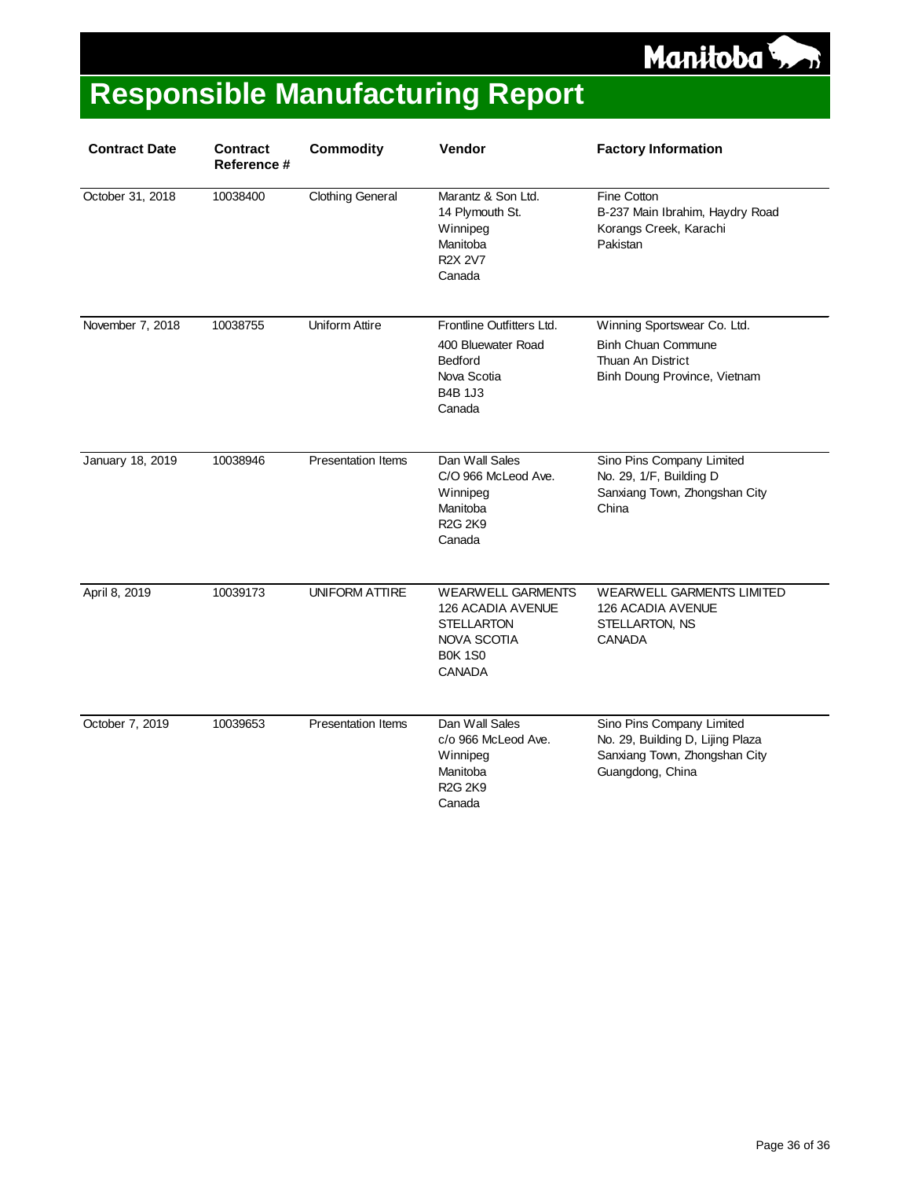# Responsible Manufacturing Report

| Contract Date | Contract Reference # | Commodity | Vendor | Factory Information |
| --- | --- | --- | --- | --- |
| October 31, 2018 | 10038400 | Clothing General | Marantz & Son Ltd.<br>14 Plymouth St.<br>Winnipeg<br>Manitoba<br>R2X 2V7<br>Canada | Fine Cotton<br>B-237 Main Ibrahim, Haydry Road<br>Korangs Creek, Karachi<br>Pakistan |
| November 7, 2018 | 10038755 | Uniform Attire | Frontline Outfitters Ltd.<br>400 Bluewater Road<br>Bedford<br>Nova Scotia<br>B4B 1J3<br>Canada | Winning Sportswear Co. Ltd.<br>Binh Chuan Commune<br>Thuan An District<br>Binh Doung Province, Vietnam |
| January 18, 2019 | 10038946 | Presentation Items | Dan Wall Sales<br>C/O 966 McLeod Ave.<br>Winnipeg<br>Manitoba<br>R2G 2K9<br>Canada | Sino Pins Company Limited<br>No. 29, 1/F, Building D<br>Sanxiang Town, Zhongshan City<br>China |
| April 8, 2019 | 10039173 | UNIFORM ATTIRE | WEARWELL GARMENTS<br>126 ACADIA AVENUE<br>STELLARTON<br>NOVA SCOTIA<br>B0K 1S0<br>CANADA | WEARWELL GARMENTS LIMITED<br>126 ACADIA AVENUE<br>STELLARTON, NS<br>CANADA |
| October 7, 2019 | 10039653 | Presentation Items | Dan Wall Sales<br>c/o 966 McLeod Ave.<br>Winnipeg<br>Manitoba<br>R2G 2K9<br>Canada | Sino Pins Company Limited<br>No. 29, Building D, Lijing Plaza<br>Sanxiang Town, Zhongshan City<br>Guangdong, China |